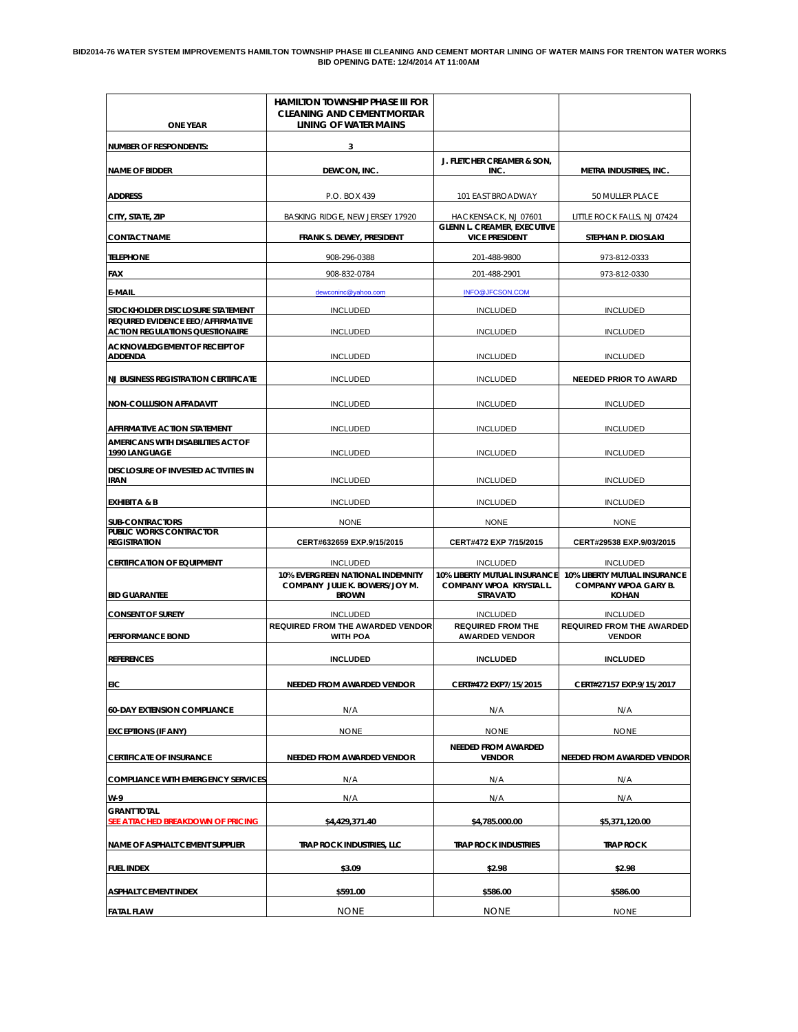**BID2014-76 WATER SYSTEM IMPROVEMENTS HAMILTON TOWNSHIP PHASE III CLEANING AND CEMENT MORTAR LINING OF WATER MAINS FOR TRENTON WATER WORKS**
**BID OPENING DATE: 12/4/2014 AT 11:00AM**

| ONE YEAR | HAMILTON TOWNSHIP PHASE III FOR CLEANING AND CEMENT MORTAR LINING OF WATER MAINS | | |
|---|---|---|---|
| NUMBER OF RESPONDENTS: | 3 | | |
| NAME OF BIDDER | DEWCON, INC. | J. FLETCHER CREAMER & SON, INC. | METRA INDUSTRIES, INC. |
| ADDRESS | P.O. BOX 439 | 101 EAST BROADWAY | 50 MULLER PLACE |
| CITY, STATE, ZIP | BASKING RIDGE, NEW JERSEY 17920 | HACKENSACK, NJ 07601 | LITTLE ROCK FALLS, NJ 07424 |
| CONTACT NAME | FRANK S. DEWEY, PRESIDENT | GLENN L. CREAMER, EXECUTIVE VICE PRESIDENT | STEPHAN P. DIOSLAKI |
| TELEPHONE | 908-296-0388 | 201-488-9800 | 973-812-0333 |
| FAX | 908-832-0784 | 201-488-2901 | 973-812-0330 |
| E-MAIL | dewconinc@yahoo.com | INFO@JFCSON.COM | |
| STOCKHOLDER DISCLOSURE STATEMENT | INCLUDED | INCLUDED | INCLUDED |
| REQUIRED EVIDENCE EEO/AFFIRMATIVE ACTION REGULATIONS QUESTIONAIRE | INCLUDED | INCLUDED | INCLUDED |
| ACKNOWLEDGEMENT OF RECEIPT OF ADDENDA | INCLUDED | INCLUDED | INCLUDED |
| NJ BUSINESS REGISTRATION CERTIFICATE | INCLUDED | INCLUDED | NEEDED PRIOR TO AWARD |
| NON-COLLUSION AFFADAVIT | INCLUDED | INCLUDED | INCLUDED |
| AFFIRMATIVE ACTION STATEMENT | INCLUDED | INCLUDED | INCLUDED |
| AMERICANS WITH DISABILITIES ACT OF 1990 LANGUAGE | INCLUDED | INCLUDED | INCLUDED |
| DISCLOSURE OF INVESTED ACTIVITIES IN IRAN | INCLUDED | INCLUDED | INCLUDED |
| EXHIBIT A & B | INCLUDED | INCLUDED | INCLUDED |
| SUB-CONTRACTORS | NONE | NONE | NONE |
| PUBLIC WORKS CONTRACTOR REGISTRATION | CERT#632659 EXP.9/15/2015 | CERT#472 EXP 7/15/2015 | CERT#29538 EXP.9/03/2015 |
| CERTIFICATION OF EQUIPMENT | INCLUDED | INCLUDED | INCLUDED |
| BID GUARANTEE | 10% EVERGREEN NATIONAL INDEMNITY COMPANY JULIE K. BOWERS/JOY M. BROWN | 10% LIBERTY MUTUAL INSURANCE COMPANY WPOA KRYSTAL L. STRAVATO | 10% LIBERTY MUTUAL INSURANCE COMPANY WPOA GARY B. KOHAN |
| CONSENT OF SURETY | INCLUDED | INCLUDED | INCLUDED |
| PERFORMANCE BOND | REQUIRED FROM THE AWARDED VENDOR WITH POA | REQUIRED FROM THE AWARDED VENDOR | REQUIRED FROM THE AWARDED VENDOR |
| REFERENCES | INCLUDED | INCLUDED | INCLUDED |
| EIC | NEEDED FROM AWARDED VENDOR | CERT#472 EXP7/15/2015 | CERT#27157 EXP.9/15/2017 |
| 60-DAY EXTENSION COMPLIANCE | N/A | N/A | N/A |
| EXCEPTIONS (IF ANY) | NONE | NONE | NONE |
| CERTIFICATE OF INSURANCE | NEEDED FROM AWARDED VENDOR | NEEDED FROM AWARDED VENDOR | NEEDED FROM AWARDED VENDOR |
| COMPLIANCE WITH EMERGENCY SERVICES | N/A | N/A | N/A |
| W-9 | N/A | N/A | N/A |
| GRANT TOTAL SEE ATTACHED BREAKDOWN OF PRICING | $4,429,371.40 | $4,785.000.00 | $5,371,120.00 |
| NAME OF ASPHALT CEMENT SUPPLIER | TRAP ROCK INDUSTRIES, LLC | TRAP ROCK INDUSTRIES | TRAP ROCK |
| FUEL INDEX | $3.09 | $2.98 | $2.98 |
| ASPHALT CEMENT INDEX | $591.00 | $586.00 | $586.00 |
| FATAL FLAW | NONE | NONE | NONE |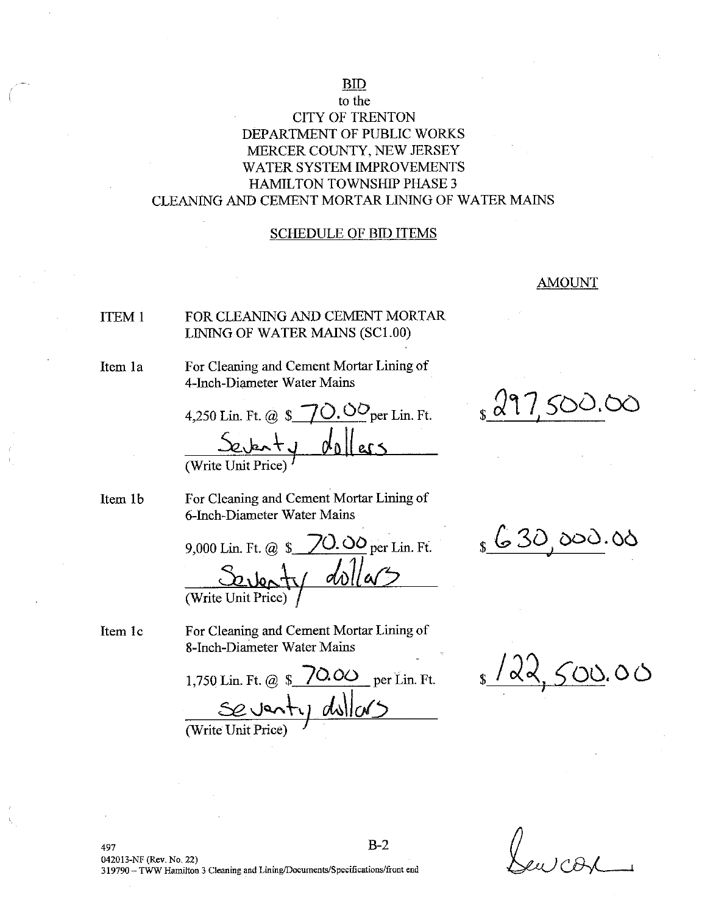# BID

to the

CITY OF TRENTON
DEPARTMENT OF PUBLIC WORKS
MERCER COUNTY, NEW JERSEY
WATER SYSTEM IMPROVEMENTS
HAMILTON TOWNSHIP PHASE 3
CLEANING AND CEMENT MORTAR LINING OF WATER MAINS

## SCHEDULE OF BID ITEMS

AMOUNT

ITEM 1 FOR CLEANING AND CEMENT MORTAR LINING OF WATER MAINS (SC1.00)

Item 1a For Cleaning and Cement Mortar Lining of 4-Inch-Diameter Water Mains

4,250 Lin. Ft. @ $ 70.00 per Lin. Ft. $ 297,500.00

Seventy dollars
(Write Unit Price)

Item 1b For Cleaning and Cement Mortar Lining of 6-Inch-Diameter Water Mains

9,000 Lin. Ft. @ $ 70.00 per Lin. Ft. $ 630,000.00

Seventy dollars
(Write Unit Price)

Item 1c For Cleaning and Cement Mortar Lining of 8-Inch-Diameter Water Mains

1,750 Lin. Ft. @ $ 70.00 per Lin. Ft. $ 122,500.00

seventy dollars
(Write Unit Price)

497
042013-NF (Rev. No. 22)
319790 – TWW Hamilton 3 Cleaning and Lining/Documents/Specifications/front end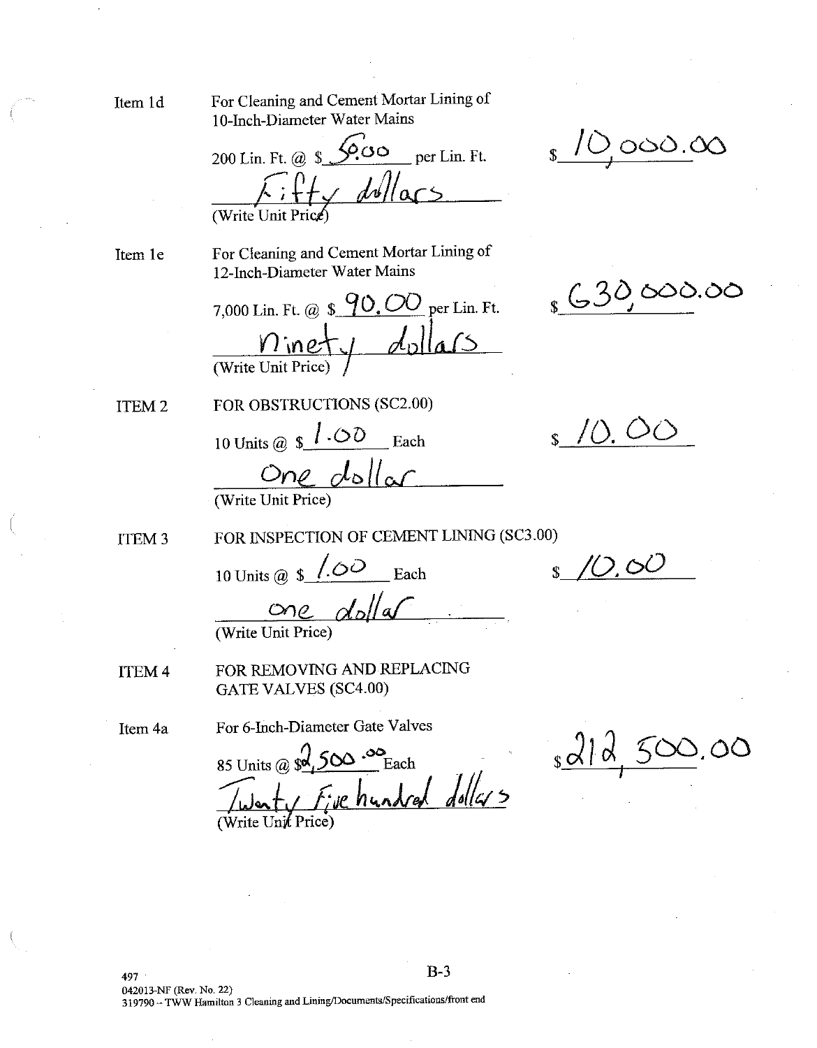**Item 1d** For Cleaning and Cement Mortar Lining of 10-Inch-Diameter Water Mains

200 Lin. Ft. @ $ 50.00 per Lin. Ft. $ 10,000.00

Fifty dollars
(Write Unit Price)

**Item 1e** For Cleaning and Cement Mortar Lining of 12-Inch-Diameter Water Mains

7,000 Lin. Ft. @ $ 90.00 per Lin. Ft. $ 630,000.00

Ninety dollars
(Write Unit Price)

**ITEM 2** FOR OBSTRUCTIONS (SC2.00)

10 Units @ $ 1.00 Each $ 10.00

One dollar
(Write Unit Price)

**ITEM 3** FOR INSPECTION OF CEMENT LINING (SC3.00)

10 Units @ $ 1.00 Each $ 10.00

one dollar
(Write Unit Price)

**ITEM 4** FOR REMOVING AND REPLACING GATE VALVES (SC4.00)

**Item 4a** For 6-Inch-Diameter Gate Valves

85 Units @ $ 2,500.00 Each $ 212,500.00

Twenty Five hundred dollars
(Write Unit Price)

497
042013-NF (Rev. No. 22)
319790 -- TWW Hamilton 3 Cleaning and Lining/Documents/Specifications/front end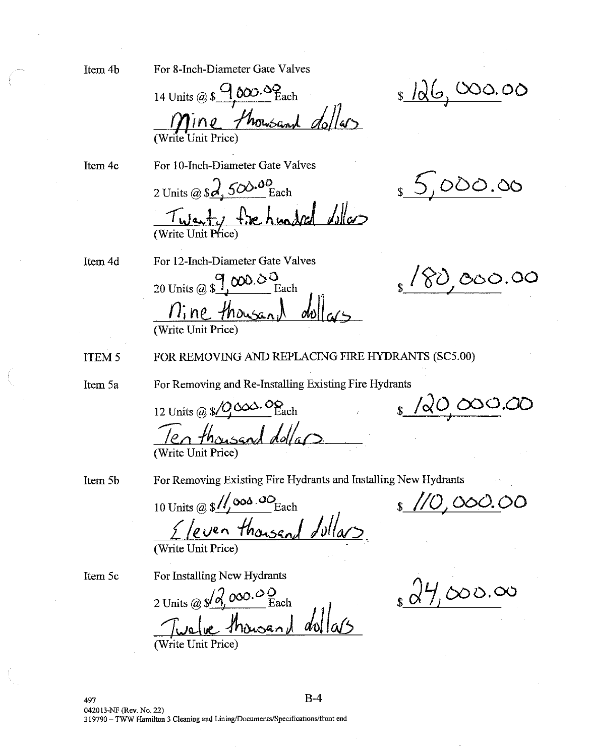Item 4b For 8-Inch-Diameter Gate Valves

14 Units @ $ 9,000.00 Each $ 126,000.00

Nine thousand dollars
(Write Unit Price)

Item 4c For 10-Inch-Diameter Gate Valves

2 Units @ $ 2,500.00 Each $ 5,000.00

Twenty five hundred dollars
(Write Unit Price)

Item 4d For 12-Inch-Diameter Gate Valves

20 Units @ $ 9,000.00 Each $ 180,000.00

Nine thousand dollars
(Write Unit Price)

ITEM 5 FOR REMOVING AND REPLACING FIRE HYDRANTS (SC5.00)

Item 5a For Removing and Re-Installing Existing Fire Hydrants

12 Units @ $ 10,000.00 Each $ 120,000.00

Ten thousand dollars
(Write Unit Price)

Item 5b For Removing Existing Fire Hydrants and Installing New Hydrants

10 Units @ $ 11,000.00 Each $ 110,000.00

Eleven thousand dollars
(Write Unit Price)

Item 5c For Installing New Hydrants

2 Units @ $ 12,000.00 Each $ 24,000.00

Twelve thousand dollars
(Write Unit Price)

B-4

042013-NF (Rev. No. 22)
319790 – TWW Hamilton 3 Cleaning and Lining/Documents/Specifications/front end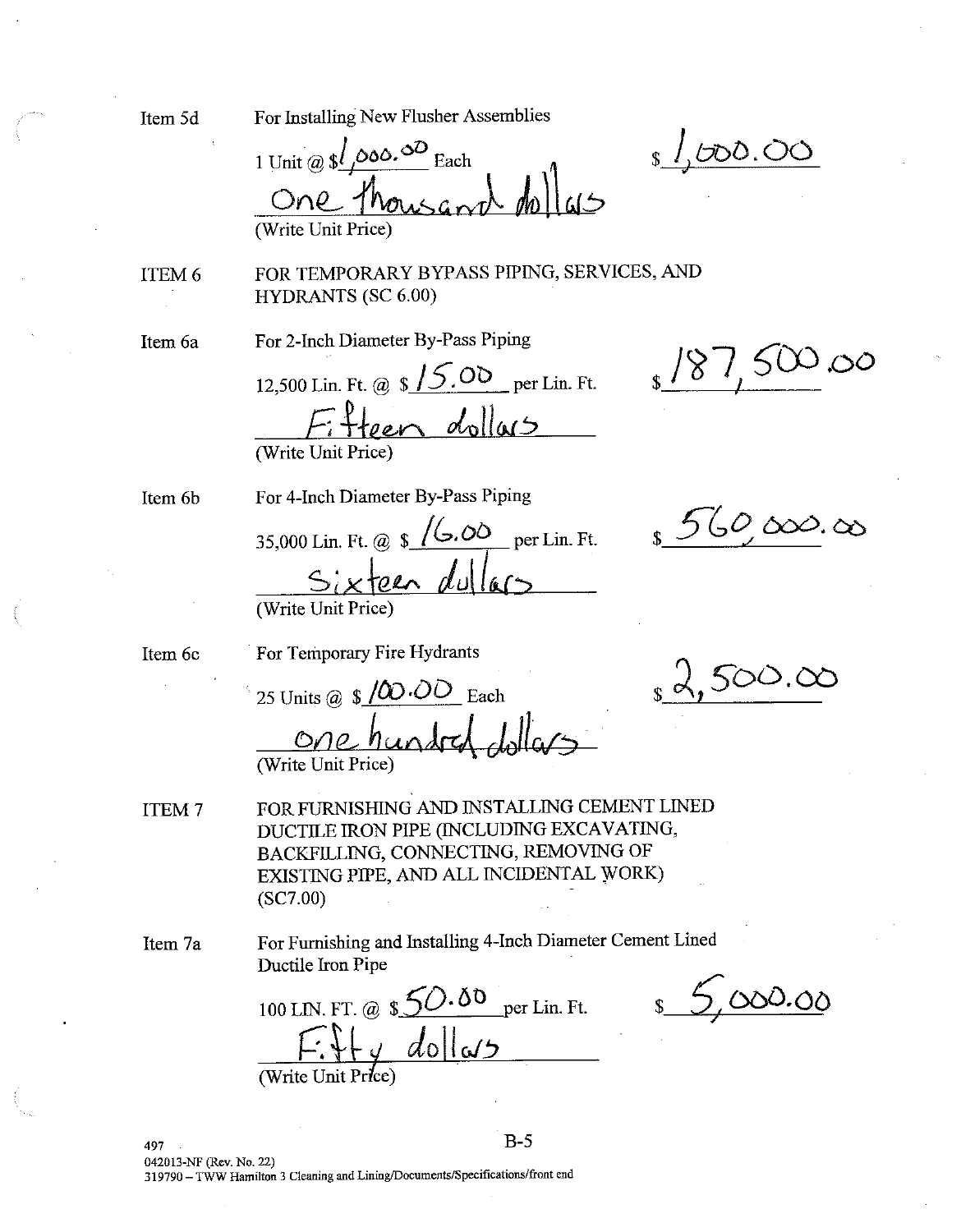Item 5d For Installing New Flusher Assemblies

1 Unit @ $1,000.00 Each $1,000.00

One thousand dollars
(Write Unit Price)

ITEM 6 FOR TEMPORARY BYPASS PIPING, SERVICES, AND HYDRANTS (SC 6.00)

Item 6a For 2-Inch Diameter By-Pass Piping

12,500 Lin. Ft. @ $15.00 per Lin. Ft. $187,500.00

Fifteen dollars
(Write Unit Price)

Item 6b For 4-Inch Diameter By-Pass Piping

35,000 Lin. Ft. @ $16.00 per Lin. Ft. $560,000.00

Sixteen dollars
(Write Unit Price)

Item 6c For Temporary Fire Hydrants

25 Units @ $100.00 Each $2,500.00

one hundred dollars
(Write Unit Price)

ITEM 7 FOR FURNISHING AND INSTALLING CEMENT LINED DUCTILE IRON PIPE (INCLUDING EXCAVATING, BACKFILLING, CONNECTING, REMOVING OF EXISTING PIPE, AND ALL INCIDENTAL WORK) (SC7.00)

Item 7a For Furnishing and Installing 4-Inch Diameter Cement Lined Ductile Iron Pipe

100 LIN. FT. @ $50.00 per Lin. Ft. $5,000.00

Fifty dollars
(Write Unit Price)

497
042013-NF (Rev. No. 22)
319790 – TWW Hamilton 3 Cleaning and Lining/Documents/Specifications/front end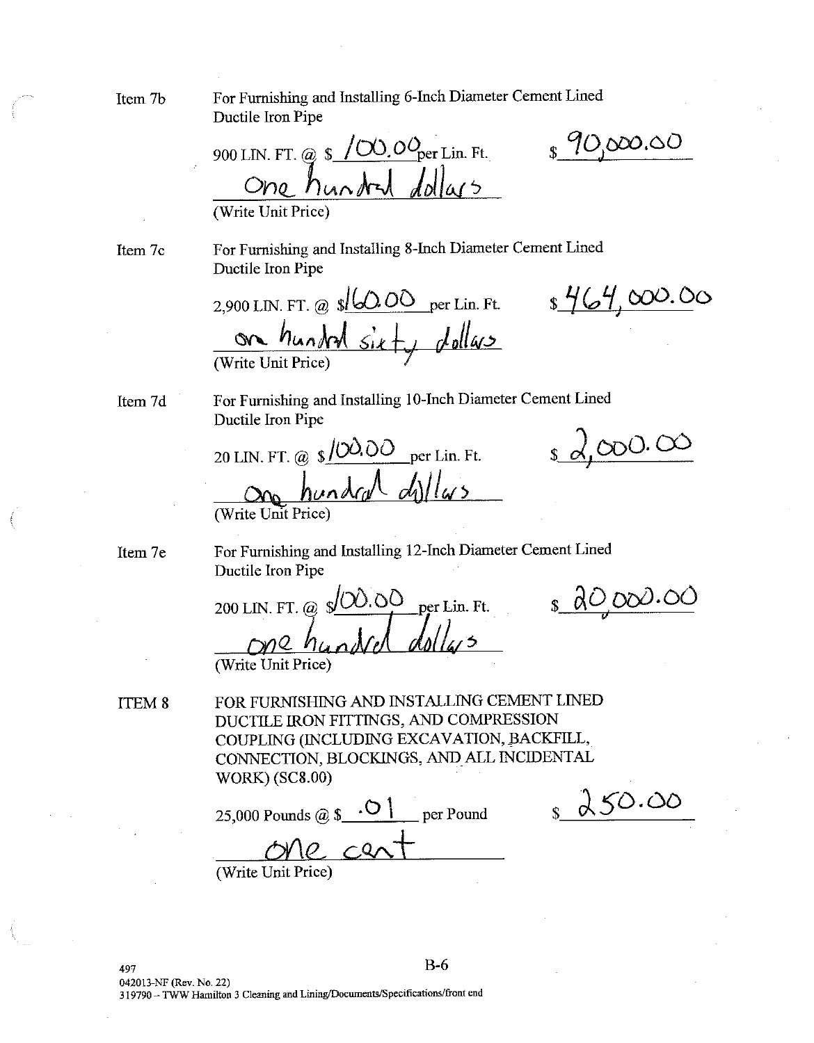Item 7b For Furnishing and Installing 6-Inch Diameter Cement Lined Ductile Iron Pipe

900 LIN. FT. @ $ 100.00 per Lin. Ft. $ 90,000.00

One hundred dollars
(Write Unit Price)

Item 7c For Furnishing and Installing 8-Inch Diameter Cement Lined Ductile Iron Pipe

2,900 LIN. FT. @ $160.00 per Lin. Ft. $ 464,000.00

one hundred sixty dollars
(Write Unit Price)

Item 7d For Furnishing and Installing 10-Inch Diameter Cement Lined Ductile Iron Pipe

20 LIN. FT. @ $100.00 per Lin. Ft. $ 2,000.00

One hundred dollars
(Write Unit Price)

Item 7e For Furnishing and Installing 12-Inch Diameter Cement Lined Ductile Iron Pipe

200 LIN. FT. @ $100.00 per Lin. Ft. $ 20,000.00

one hundred dollars
(Write Unit Price)

ITEM 8 FOR FURNISHING AND INSTALLING CEMENT LINED DUCTILE IRON FITTINGS, AND COMPRESSION COUPLING (INCLUDING EXCAVATION, BACKFILL, CONNECTION, BLOCKINGS, AND ALL INCIDENTAL WORK) (SC8.00)

25,000 Pounds @ $ .01 per Pound $ 250.00

one cent
(Write Unit Price)

497
042013-NF (Rev. No. 22)
319790 – TWW Hamilton 3 Cleaning and Lining/Documents/Specifications/front end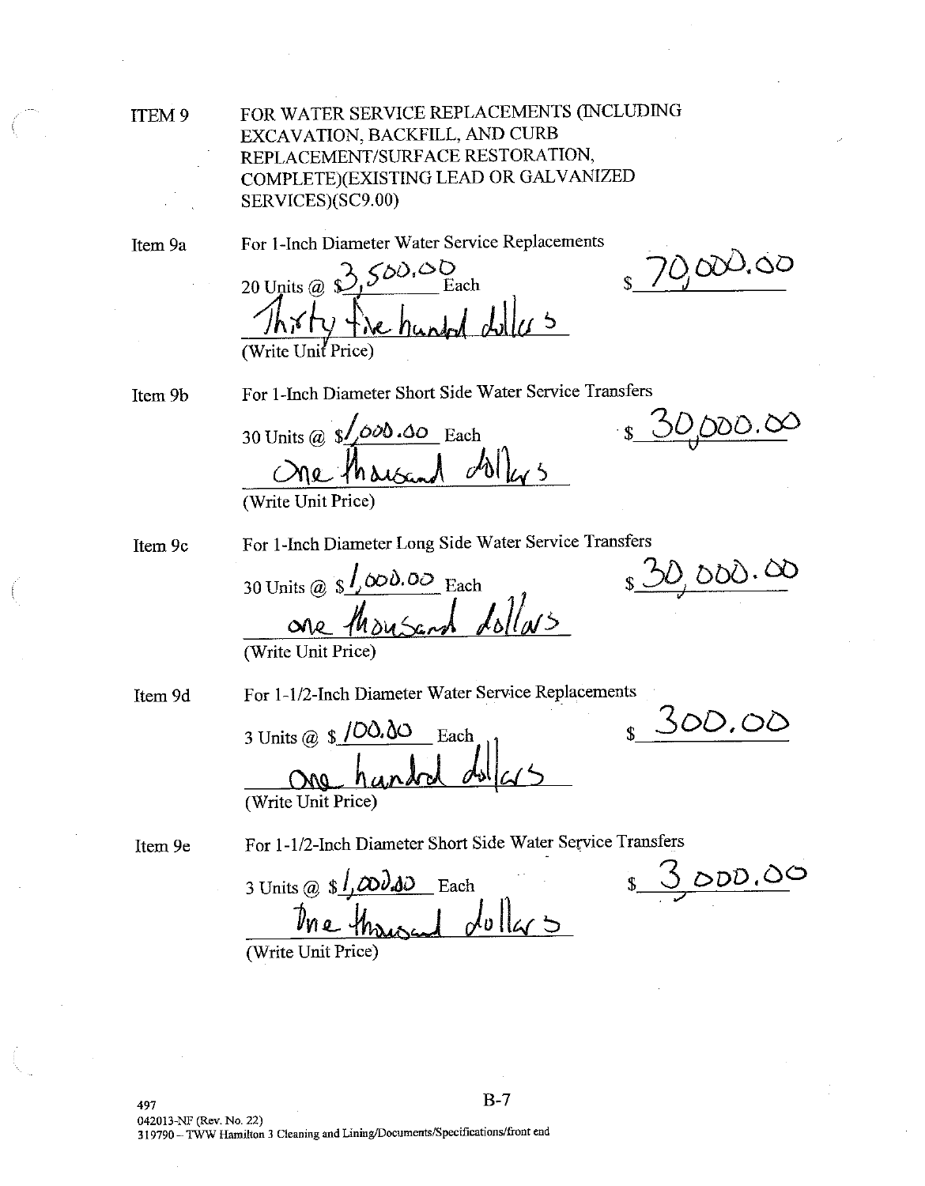**ITEM 9** FOR WATER SERVICE REPLACEMENTS (INCLUDING EXCAVATION, BACKFILL, AND CURB REPLACEMENT/SURFACE RESTORATION, COMPLETE)(EXISTING LEAD OR GALVANIZED SERVICES)(SC9.00)

**Item 9a** For 1-Inch Diameter Water Service Replacements

20 Units @ $3,500.00 Each $70,000.00

Thirty five hundred dollars
(Write Unit Price)

**Item 9b** For 1-Inch Diameter Short Side Water Service Transfers

30 Units @ $1,000.00 Each $30,000.00

One thousand dollars
(Write Unit Price)

**Item 9c** For 1-Inch Diameter Long Side Water Service Transfers

30 Units @ $1,000.00 Each $30,000.00

one thousand dollars
(Write Unit Price)

**Item 9d** For 1-1/2-Inch Diameter Water Service Replacements

3 Units @ $100.00 Each $300.00

One hundred dollars
(Write Unit Price)

**Item 9e** For 1-1/2-Inch Diameter Short Side Water Service Transfers

3 Units @ $1,000.00 Each $3,000.00

One thousand dollars
(Write Unit Price)

497
042013-NF (Rev. No. 22)
319790 – TWW Hamilton 3 Cleaning and Lining/Documents/Specifications/front end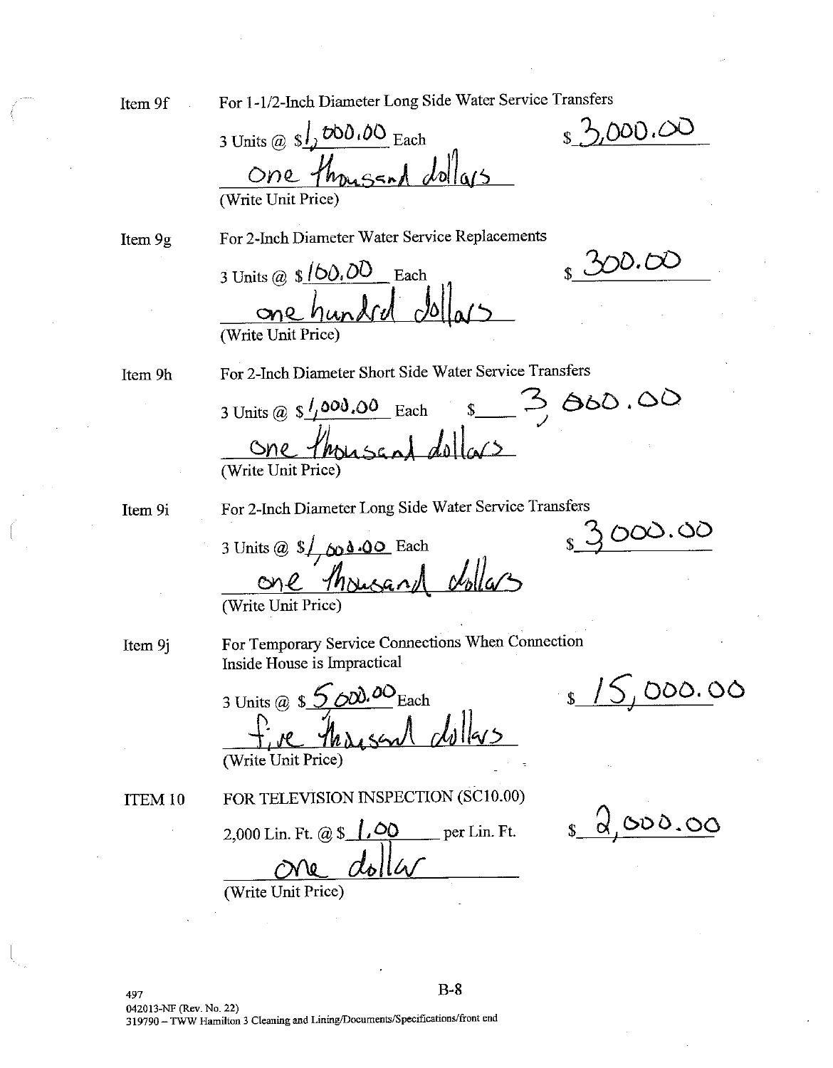Item 9f For 1-1/2-Inch Diameter Long Side Water Service Transfers

3 Units @ $1,000.00 Each $3,000.00

one thousand dollars

(Write Unit Price)

Item 9g For 2-Inch Diameter Water Service Replacements

3 Units @ $100.00 Each $300.00

one hundred dollars

(Write Unit Price)

Item 9h For 2-Inch Diameter Short Side Water Service Transfers

3 Units @ $1,000.00 Each $3,000.00

one thousand dollars

(Write Unit Price)

Item 9i For 2-Inch Diameter Long Side Water Service Transfers

3 Units @ $1,000.00 Each $3,000.00

one thousand dollars

(Write Unit Price)

Item 9j For Temporary Service Connections When Connection Inside House is Impractical

3 Units @ $5,000.00 Each $15,000.00

five thousand dollars

(Write Unit Price)

ITEM 10 FOR TELEVISION INSPECTION (SC10.00)

2,000 Lin. Ft. @ $1.00 per Lin. Ft. $2,000.00

one dollar

(Write Unit Price)

497
042013-NF (Rev. No. 22)
319790 – TWW Hamilton 3 Cleaning and Lining/Documents/Specifications/front end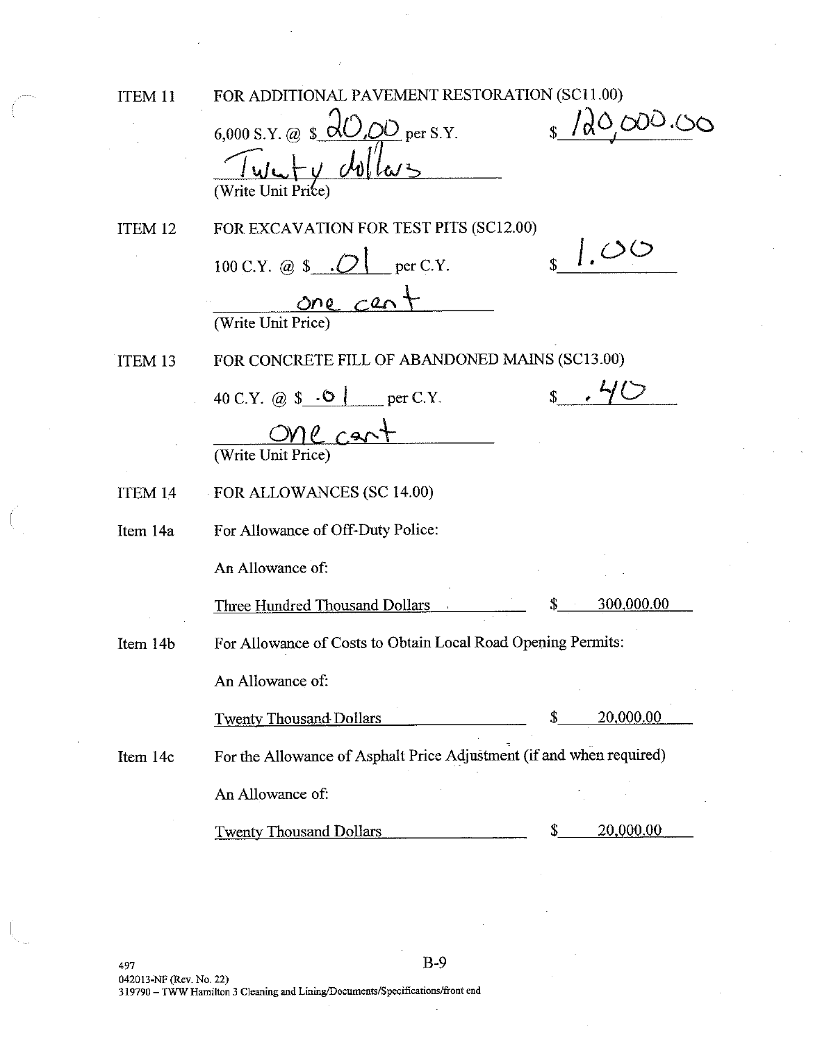ITEM 11 FOR ADDITIONAL PAVEMENT RESTORATION (SC11.00)

6,000 S.Y. @ $ 20.00 per S.Y. $ 120,000.00

Twenty dollars
(Write Unit Price)

ITEM 12 FOR EXCAVATION FOR TEST PITS (SC12.00)

100 C.Y. @ $ .01 per C.Y. $ 1.00

one cent
(Write Unit Price)

ITEM 13 FOR CONCRETE FILL OF ABANDONED MAINS (SC13.00)

40 C.Y. @ $ .01 per C.Y. $ .40

one cent
(Write Unit Price)

ITEM 14 FOR ALLOWANCES (SC 14.00)

Item 14a For Allowance of Off-Duty Police:

An Allowance of:

Three Hundred Thousand Dollars $ 300,000.00

Item 14b For Allowance of Costs to Obtain Local Road Opening Permits:

An Allowance of:

Twenty Thousand Dollars $ 20,000.00

Item 14c For the Allowance of Asphalt Price Adjustment (if and when required)

An Allowance of:

Twenty Thousand Dollars $ 20,000.00

497
042013-NF (Rev. No. 22)
319790 – TWW Hamilton 3 Cleaning and Lining/Documents/Specifications/front end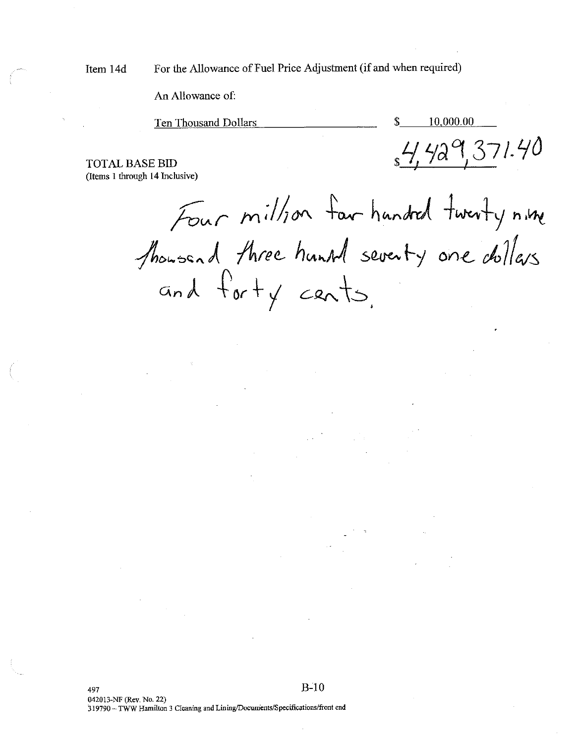Item 14d For the Allowance of Fuel Price Adjustment (if and when required)

An Allowance of:

Ten Thousand Dollars $ 10,000.00

TOTAL BASE BID $4,429,371.40
(Items 1 through 14 Inclusive)

Four million four hundred twenty nine thousand three hundred seventy one dollars and forty cents.

497
042013-NF (Rev. No. 22)
319790 – TWW Hamilton 3 Cleaning and Lining/Documents/Specifications/front end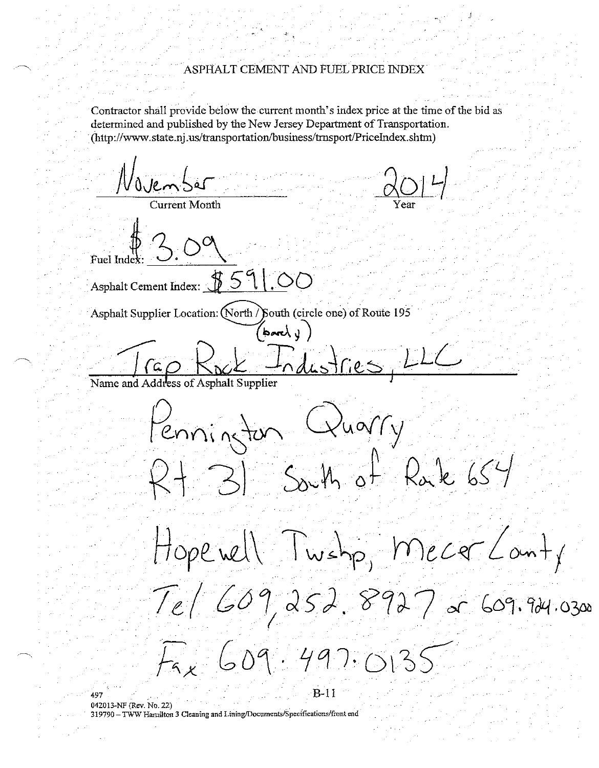# ASPHALT CEMENT AND FUEL PRICE INDEX

Contractor shall provide below the current month's index price at the time of the bid as determined and published by the New Jersey Department of Transportation. (http://www.state.nj.us/transportation/business/trnsport/PriceIndex.shtm)

November — Current Month

2014 — Year

Fuel Index: $3.09

Asphalt Cement Index: $591.00

Asphalt Supplier Location: (North) / South (circle one) of Route 195 (barely)

Trap Rock Industries, LLC

Name and Address of Asphalt Supplier

Pennington Quarry

Rt 31 South of Route 654

Hopewell Twshp, Mercer County

Tel 609.252.8927 or 609.924.0300

Fax 609.497.0135

497

042013-NF (Rev. No. 22)

319790 – TWW Hamilton 3 Cleaning and Lining/Documents/Specifications/front end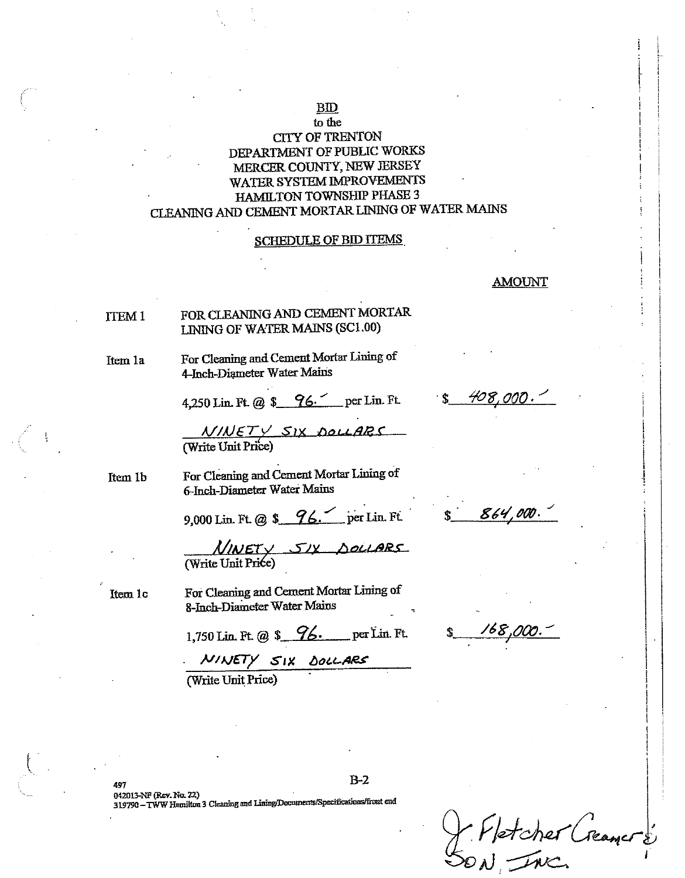**BID**

to the

CITY OF TRENTON

DEPARTMENT OF PUBLIC WORKS

MERCER COUNTY, NEW JERSEY

WATER SYSTEM IMPROVEMENTS

HAMILTON TOWNSHIP PHASE 3

CLEANING AND CEMENT MORTAR LINING OF WATER MAINS

**SCHEDULE OF BID ITEMS**

**AMOUNT**

ITEM 1 FOR CLEANING AND CEMENT MORTAR LINING OF WATER MAINS (SC1.00)

Item 1a For Cleaning and Cement Mortar Lining of 4-Inch-Diameter Water Mains

4,250 Lin. Ft. @ $ 96.- per Lin. Ft. $ 408,000.-

NINETY SIX DOLLARS
(Write Unit Price)

Item 1b For Cleaning and Cement Mortar Lining of 6-Inch-Diameter Water Mains

9,000 Lin. Ft. @ $ 96.- per Lin. Ft. $ 864,000.-

NINETY SIX DOLLARS
(Write Unit Price)

Item 1c For Cleaning and Cement Mortar Lining of 8-Inch-Diameter Water Mains

1,750 Lin. Ft. @ $ 96. per Lin. Ft. $ 168,000.-

NINETY SIX DOLLARS
(Write Unit Price)

497
042013-NF (Rev. No. 22)
319790 – TWW Hamilton 3 Cleaning and Lining/Documents/Specifications/front end

J. Fletcher Creamer & Son, Inc.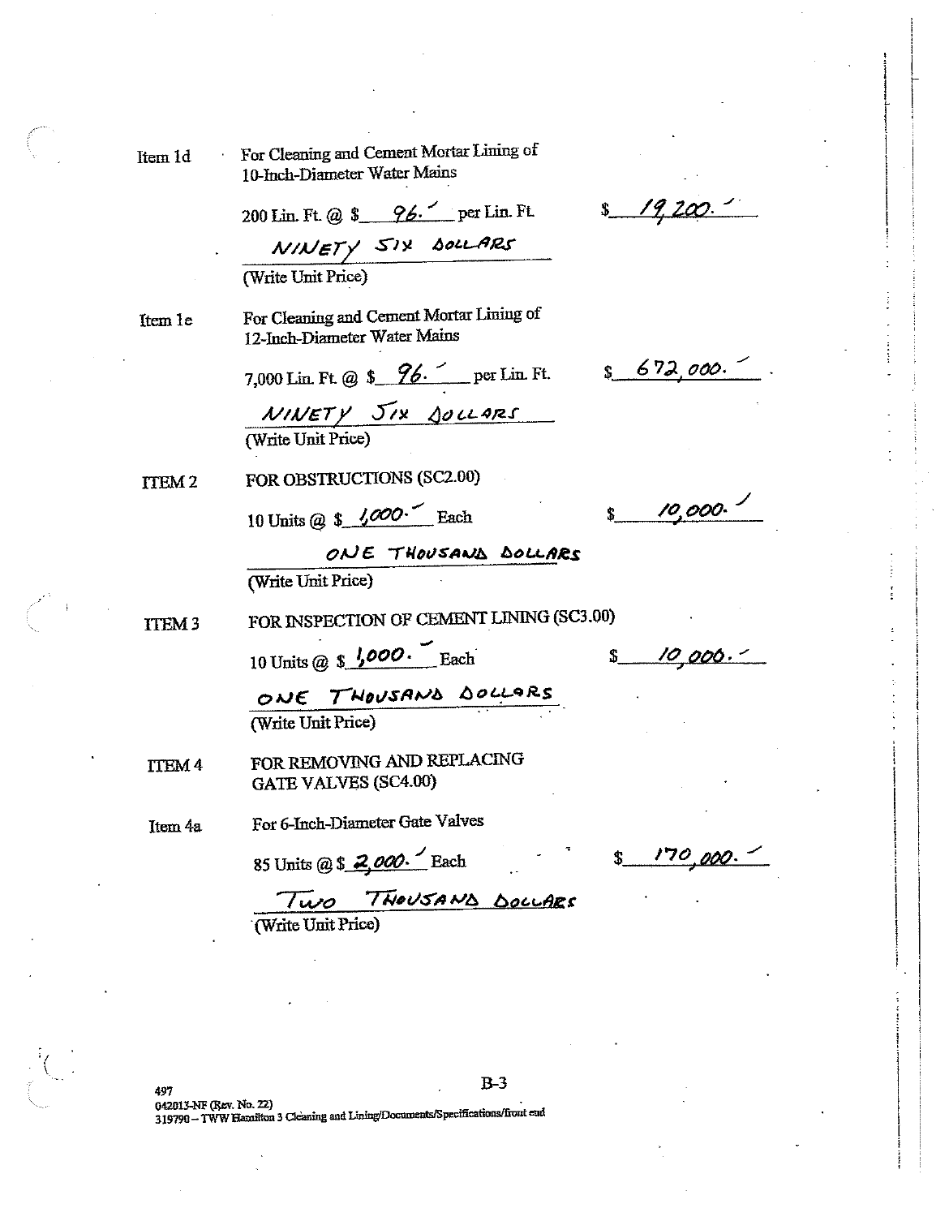Item 1d For Cleaning and Cement Mortar Lining of 10-Inch-Diameter Water Mains

200 Lin. Ft. @ $ 96.– per Lin. Ft. $ 19,200.–

NINETY SIX DOLLARS
(Write Unit Price)

Item 1e For Cleaning and Cement Mortar Lining of 12-Inch-Diameter Water Mains

7,000 Lin. Ft. @ $ 96.– per Lin. Ft. $ 672,000.–

NINETY SIX DOLLARS
(Write Unit Price)

ITEM 2 FOR OBSTRUCTIONS (SC2.00)

10 Units @ $ 1,000.– Each $ 10,000.–

ONE THOUSAND DOLLARS
(Write Unit Price)

ITEM 3 FOR INSPECTION OF CEMENT LINING (SC3.00)

10 Units @ $ 1,000.– Each $ 10,000.–

ONE THOUSAND DOLLARS
(Write Unit Price)

ITEM 4 FOR REMOVING AND REPLACING GATE VALVES (SC4.00)

Item 4a For 6-Inch-Diameter Gate Valves

85 Units @ $ 2,000.– Each $ 170,000.–

TWO THOUSAND DOLLARS
(Write Unit Price)

497
042013-NF (Rev. No. 22)
319790 – TWW Hamilton 3 Cleaning and Lining/Documents/Specifications/front end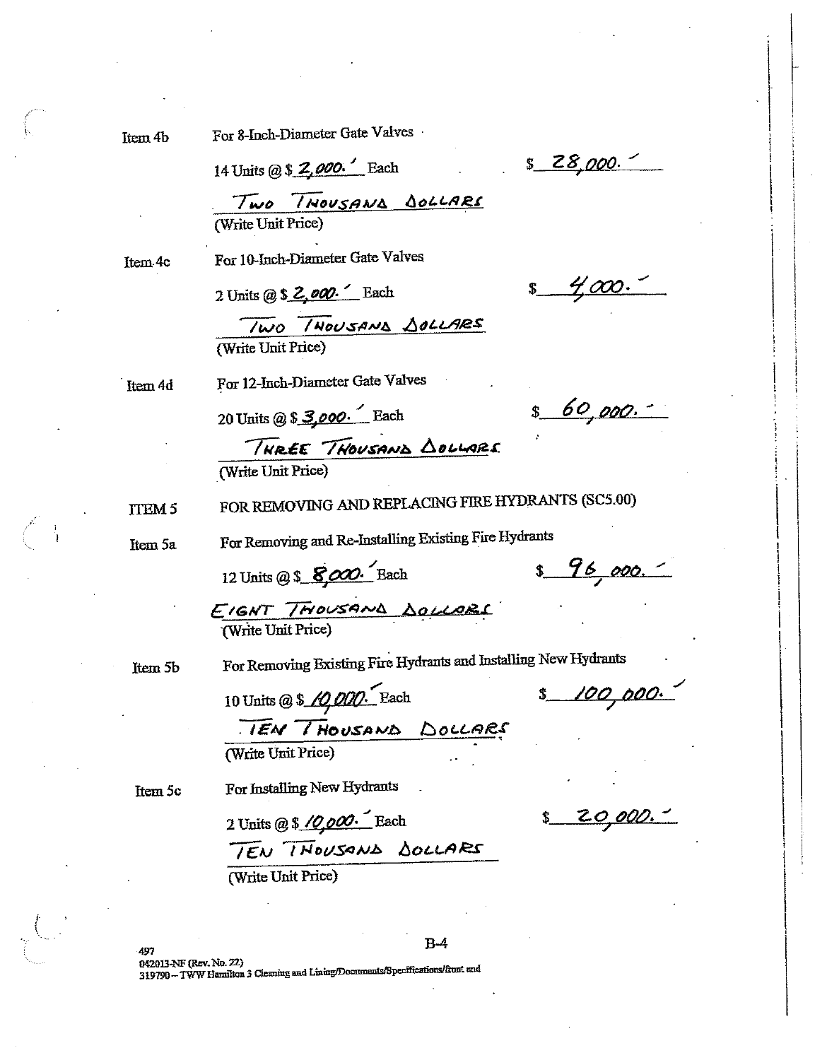Item 4b For 8-Inch-Diameter Gate Valves

14 Units @ $ 2,000.' Each $ 28,000.-

TWO THOUSAND DOLLARS
(Write Unit Price)

Item 4c For 10-Inch-Diameter Gate Valves

2 Units @ $ 2,000.' Each $ 4,000.-

TWO THOUSAND DOLLARS
(Write Unit Price)

Item 4d For 12-Inch-Diameter Gate Valves

20 Units @ $ 3,000.' Each $ 60,000.-

THREE THOUSAND DOLLARS
(Write Unit Price)

ITEM 5 FOR REMOVING AND REPLACING FIRE HYDRANTS (SC5.00)

Item 5a For Removing and Re-Installing Existing Fire Hydrants

12 Units @ $ 8,000.' Each $ 96,000.-

EIGHT THOUSAND DOLLARS
(Write Unit Price)

Item 5b For Removing Existing Fire Hydrants and Installing New Hydrants

10 Units @ $ 10,000.' Each $ 100,000.-

TEN THOUSAND DOLLARS
(Write Unit Price)

Item 5c For Installing New Hydrants

2 Units @ $ 10,000.' Each $ 20,000.-

TEN THOUSAND DOLLARS
(Write Unit Price)

497
042013-NF (Rev. No. 22)
319790 -- TWW Hamilton 3 Cleaning and Lining/Documents/Specifications/front end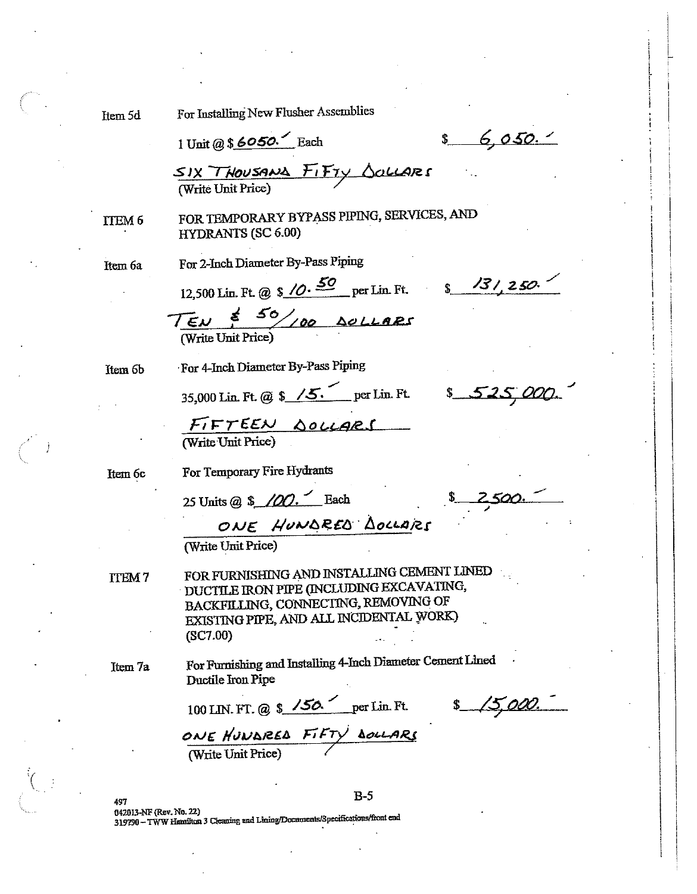Item 5d For Installing New Flusher Assemblies

1 Unit @ $ 6050.– Each $ 6,050.–

SIX THOUSAND FIFTY DOLLARS
(Write Unit Price)

ITEM 6 FOR TEMPORARY BYPASS PIPING, SERVICES, AND HYDRANTS (SC 6.00)

Item 6a For 2-Inch Diameter By-Pass Piping

12,500 Lin. Ft. @ $ 10.50 per Lin. Ft. $ 131,250.–

TEN & 50/100 DOLLARS
(Write Unit Price)

Item 6b For 4-Inch Diameter By-Pass Piping

35,000 Lin. Ft. @ $ 15.– per Lin. Ft. $ 525,000.–

FIFTEEN DOLLARS
(Write Unit Price)

Item 6c For Temporary Fire Hydrants

25 Units @ $ 100.– Each $ 2,500.–

ONE HUNDRED DOLLARS
(Write Unit Price)

ITEM 7 FOR FURNISHING AND INSTALLING CEMENT LINED DUCTILE IRON PIPE (INCLUDING EXCAVATING, BACKFILLING, CONNECTING, REMOVING OF EXISTING PIPE, AND ALL INCIDENTAL WORK) (SC7.00)

Item 7a For Furnishing and Installing 4-Inch Diameter Cement Lined Ductile Iron Pipe

100 LIN. FT. @ $ 150.– per Lin. Ft. $ 15,000.–

ONE HUNDRED FIFTY DOLLARS
(Write Unit Price)

497
042013-NF (Rev. No. 22)
319790 – TWW Hamilton 3 Cleaning and Lining/Documents/Specifications/front end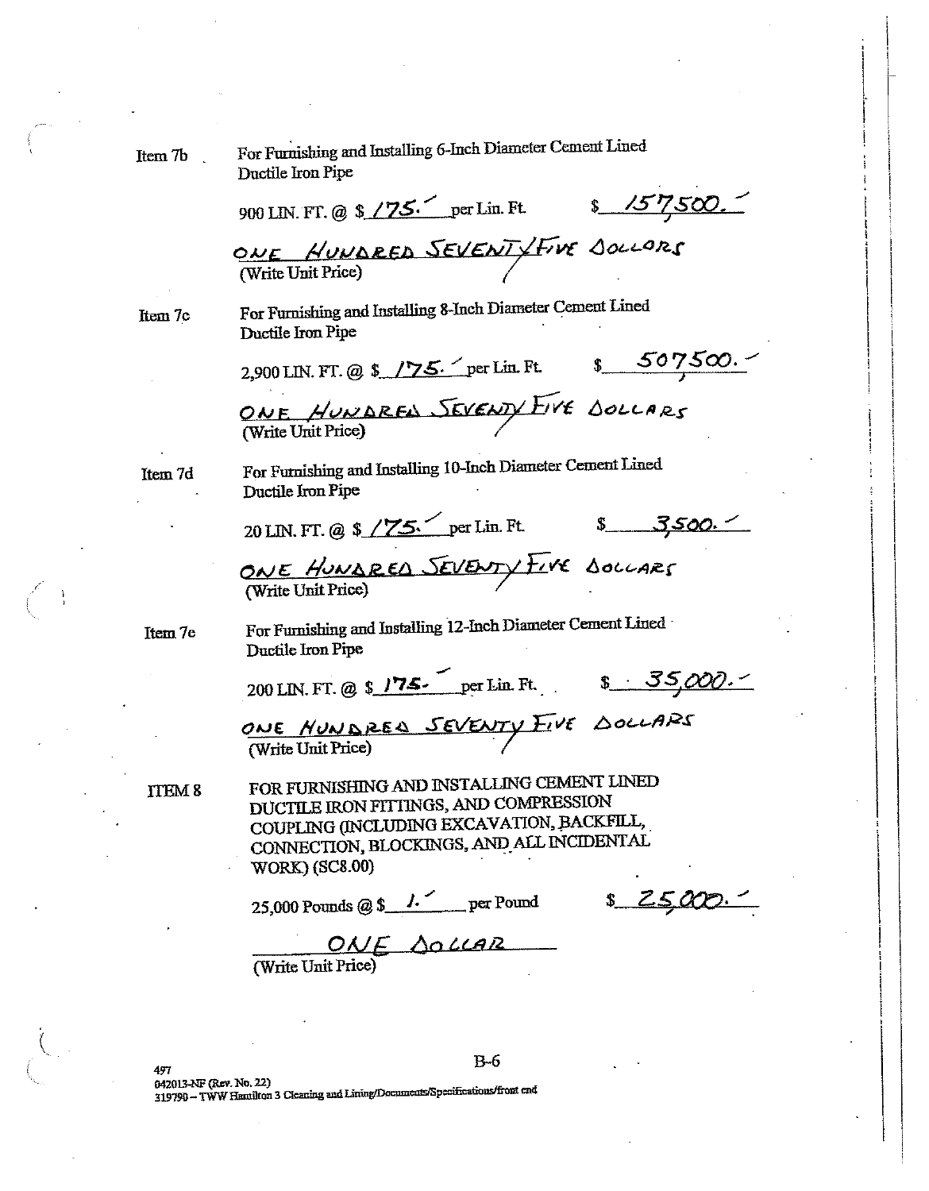Item 7b For Furnishing and Installing 6-Inch Diameter Cement Lined Ductile Iron Pipe

900 LIN. FT. @ $ 175.- per Lin. Ft. $ 157,500.-

ONE HUNDRED SEVENTY FIVE DOLLARS
(Write Unit Price)

Item 7c For Furnishing and Installing 8-Inch Diameter Cement Lined Ductile Iron Pipe

2,900 LIN. FT. @ $ 175.- per Lin. Ft. $ 507,500.-

ONE HUNDRED SEVENTY FIVE DOLLARS
(Write Unit Price)

Item 7d For Furnishing and Installing 10-Inch Diameter Cement Lined Ductile Iron Pipe

20 LIN. FT. @ $ 175.- per Lin. Ft. $ 3,500.-

ONE HUNDRED SEVENTY FIVE DOLLARS
(Write Unit Price)

Item 7e For Furnishing and Installing 12-Inch Diameter Cement Lined Ductile Iron Pipe

200 LIN. FT. @ $ 175.- per Lin. Ft. $ 35,000.-

ONE HUNDRED SEVENTY FIVE DOLLARS
(Write Unit Price)

ITEM 8 FOR FURNISHING AND INSTALLING CEMENT LINED DUCTILE IRON FITTINGS, AND COMPRESSION COUPLING (INCLUDING EXCAVATION, BACKFILL, CONNECTION, BLOCKINGS, AND ALL INCIDENTAL WORK) (SC8.00)

25,000 Pounds @ $ 1.- per Pound $ 25,000.-

ONE DOLLAR
(Write Unit Price)

497
042013-NF (Rev. No. 22)
319790 – TWW Hamilton 3 Cleaning and Lining/Documents/Specifications/front end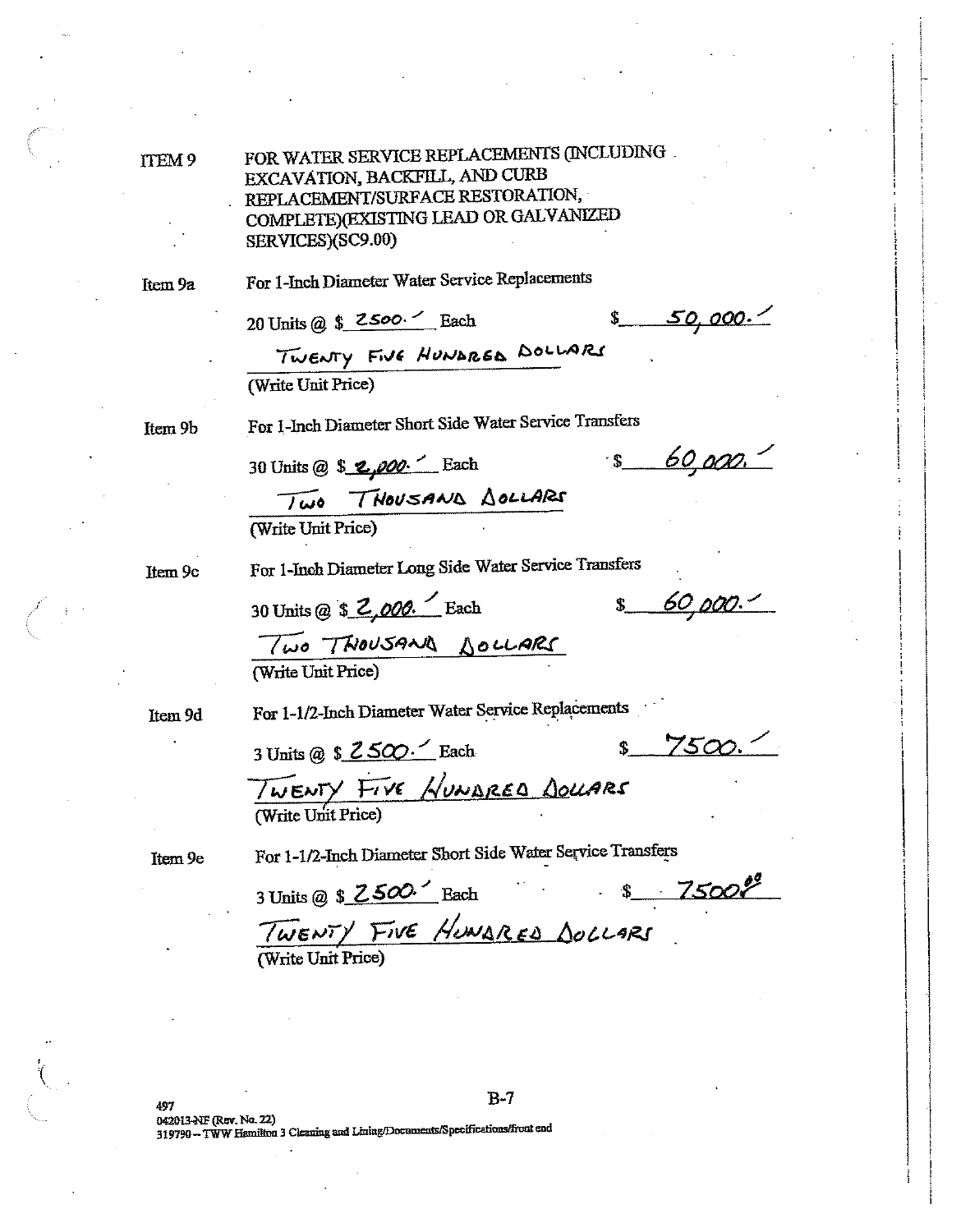**ITEM 9** FOR WATER SERVICE REPLACEMENTS (INCLUDING EXCAVATION, BACKFILL, AND CURB REPLACEMENT/SURFACE RESTORATION, COMPLETE)(EXISTING LEAD OR GALVANIZED SERVICES)(SC9.00)

**Item 9a** For 1-Inch Diameter Water Service Replacements

20 Units @ $ 2500.— Each $ 50,000.—

TWENTY FIVE HUNDRED DOLLARS
(Write Unit Price)

**Item 9b** For 1-Inch Diameter Short Side Water Service Transfers

30 Units @ $ 2,000.— Each $ 60,000.—

TWO THOUSAND DOLLARS
(Write Unit Price)

**Item 9c** For 1-Inch Diameter Long Side Water Service Transfers

30 Units @ $ 2,000.— Each $ 60,000.—

TWO THOUSAND DOLLARS
(Write Unit Price)

**Item 9d** For 1-1/2-Inch Diameter Water Service Replacements

3 Units @ $ 2500.— Each $ 7500.—

TWENTY FIVE HUNDRED DOLLARS
(Write Unit Price)

**Item 9e** For 1-1/2-Inch Diameter Short Side Water Service Transfers

3 Units @ $ 2500.— Each $ 7500.00

TWENTY FIVE HUNDRED DOLLARS
(Write Unit Price)

497
042013-NF (Rev. No. 22)
319790 -- TWW Hamilton 3 Cleaning and Lining/Documents/Specifications/front end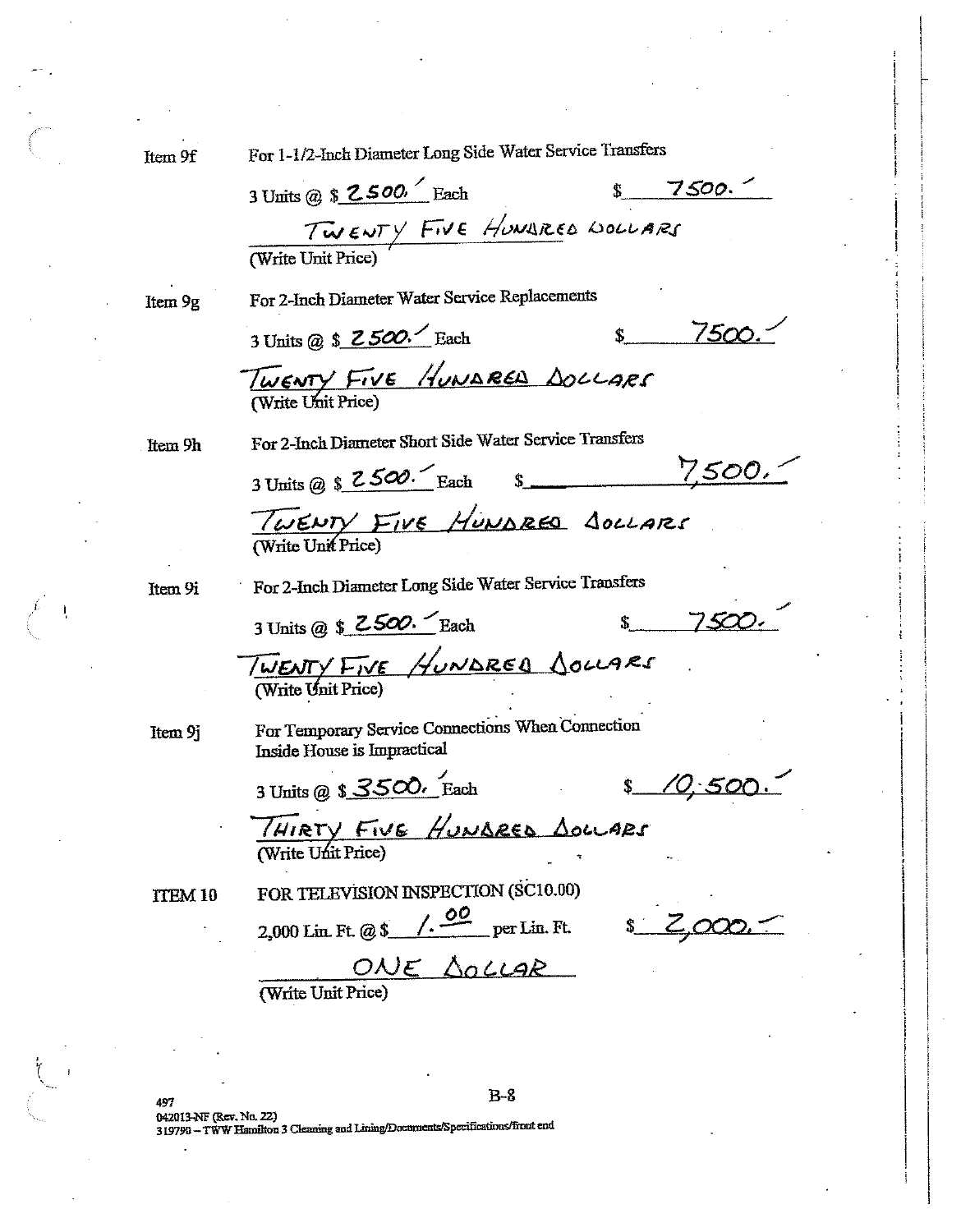**Item 9f** For 1-1/2-Inch Diameter Long Side Water Service Transfers

3 Units @ $ 2500. Each $ 7500.

TWENTY FIVE HUNDRED DOLLARS
(Write Unit Price)

**Item 9g** For 2-Inch Diameter Water Service Replacements

3 Units @ $ 2500. Each $ 7500.

TWENTY FIVE HUNDRED DOLLARS
(Write Unit Price)

**Item 9h** For 2-Inch Diameter Short Side Water Service Transfers

3 Units @ $ 2500. Each $ 7,500.

TWENTY FIVE HUNDRED DOLLARS
(Write Unit Price)

**Item 9i** For 2-Inch Diameter Long Side Water Service Transfers

3 Units @ $ 2500. Each $ 7500.

TWENTY FIVE HUNDRED DOLLARS
(Write Unit Price)

**Item 9j** For Temporary Service Connections When Connection Inside House is Impractical

3 Units @ $ 3500. Each $ 10,500.

THIRTY FIVE HUNDRED DOLLARS
(Write Unit Price)

**ITEM 10** FOR TELEVISION INSPECTION (SC10.00)

2,000 Lin. Ft. @ $ 1.00 per Lin. Ft. $ 2,000.

ONE DOLLAR
(Write Unit Price)

B-8

497
042013-NF (Rev. No. 22)
319790 – TWW Hamilton 3 Cleaning and Lining/Documents/Specifications/front end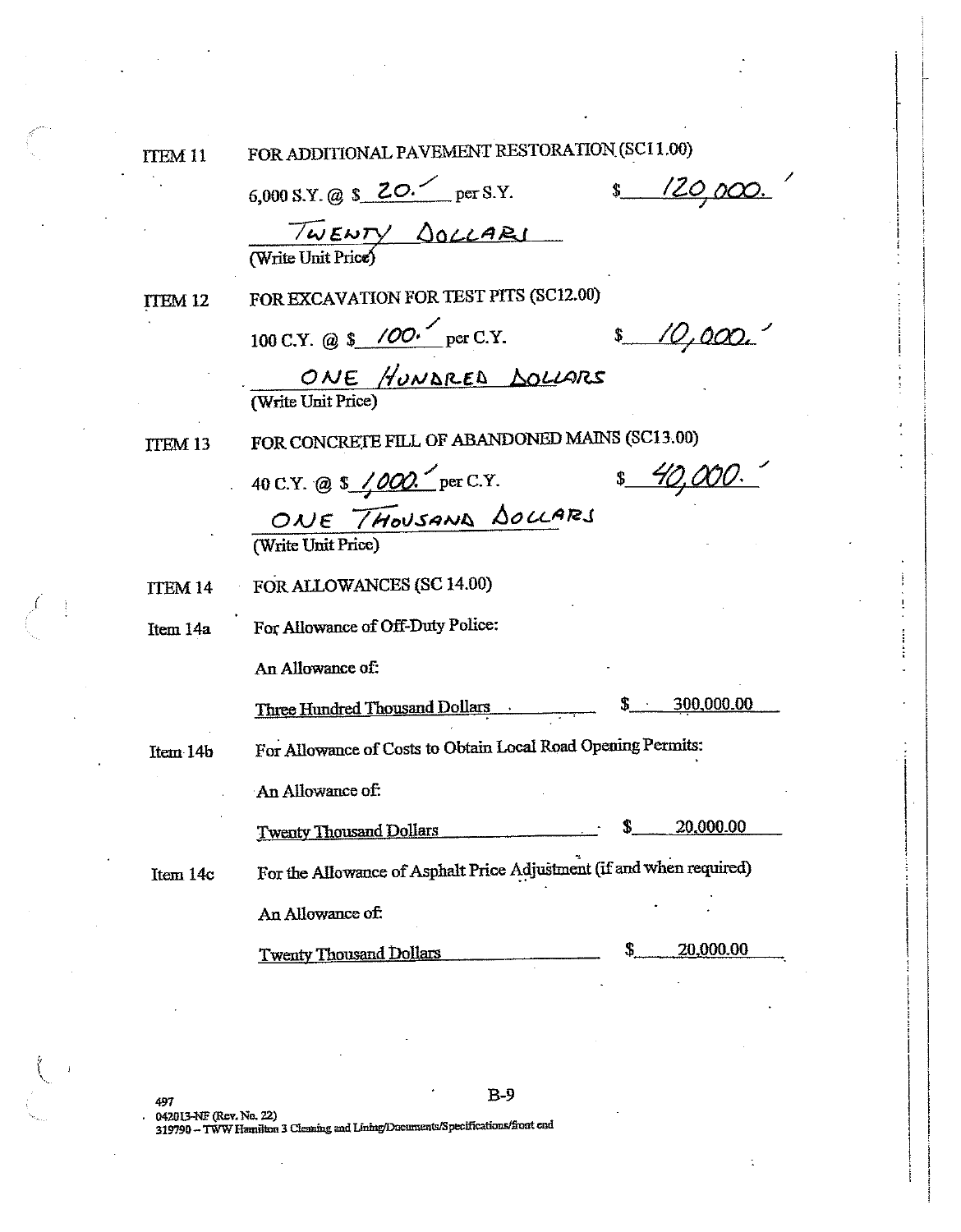ITEM 11 FOR ADDITIONAL PAVEMENT RESTORATION (SC11.00)

6,000 S.Y. @ $ 20. per S.Y. $ 120,000.

TWENTY DOLLARS
(Write Unit Price)

ITEM 12 FOR EXCAVATION FOR TEST PITS (SC12.00)

100 C.Y. @ $ 100. per C.Y. $ 10,000.

ONE HUNDRED DOLLARS
(Write Unit Price)

ITEM 13 FOR CONCRETE FILL OF ABANDONED MAINS (SC13.00)

40 C.Y. @ $ 1,000. per C.Y. $ 40,000.

ONE THOUSAND DOLLARS
(Write Unit Price)

ITEM 14 FOR ALLOWANCES (SC 14.00)

Item 14a For Allowance of Off-Duty Police:

An Allowance of:

Three Hundred Thousand Dollars $ 300,000.00

Item 14b For Allowance of Costs to Obtain Local Road Opening Permits:

An Allowance of:

Twenty Thousand Dollars $ 20,000.00

Item 14c For the Allowance of Asphalt Price Adjustment (if and when required)

An Allowance of:

Twenty Thousand Dollars $ 20,000.00

497
042013-NF (Rev. No. 22)
319790 – TWW Hamilton 3 Cleaning and Lining/Documents/Specifications/front end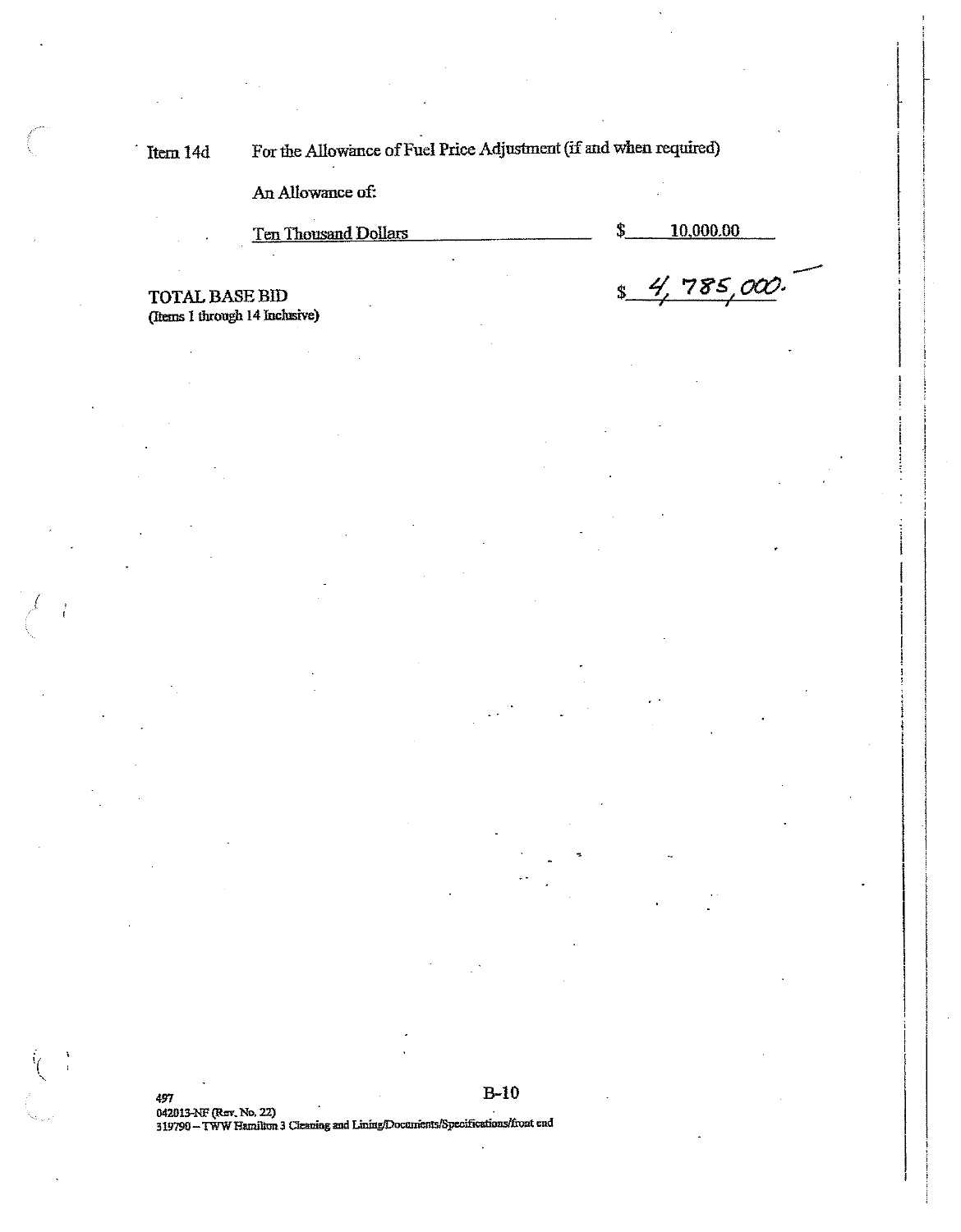Item 14d For the Allowance of Fuel Price Adjustment (if and when required)

An Allowance of:

Ten Thousand Dollars $ 10,000.00

**TOTAL BASE BID** $ 4,785,000.
(Items 1 through 14 Inclusive)

497
042013-NF (Rev. No. 22)
319790 – TWW Hamilton 3 Cleaning and Lining/Documents/Specifications/front end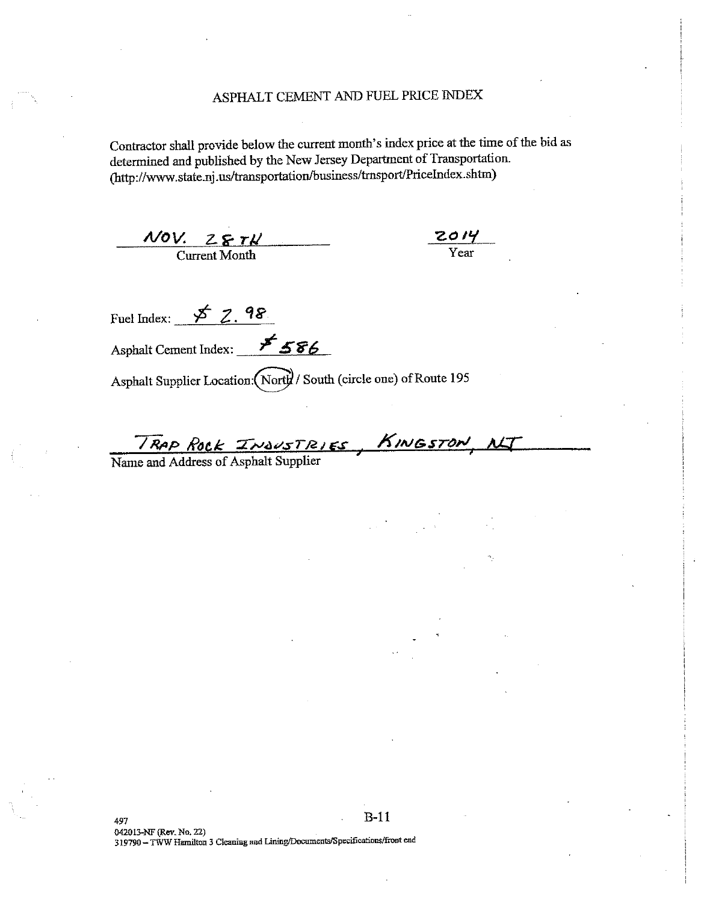# ASPHALT CEMENT AND FUEL PRICE INDEX

Contractor shall provide below the current month's index price at the time of the bid as determined and published by the New Jersey Department of Transportation. (http://www.state.nj.us/transportation/business/trnsport/PriceIndex.shtm)

NOV. 28TH
Current Month

2014
Year

Fuel Index: $ 2.98

Asphalt Cement Index: $ 586

Asphalt Supplier Location: (North) / South (circle one) of Route 195

TRAP ROCK INDUSTRIES, KINGSTON, NJ
Name and Address of Asphalt Supplier

497
042013-NF (Rev. No. 22)
319790 – TWW Hamilton 3 Cleaning and Lining/Documents/Specifications/front end

B-11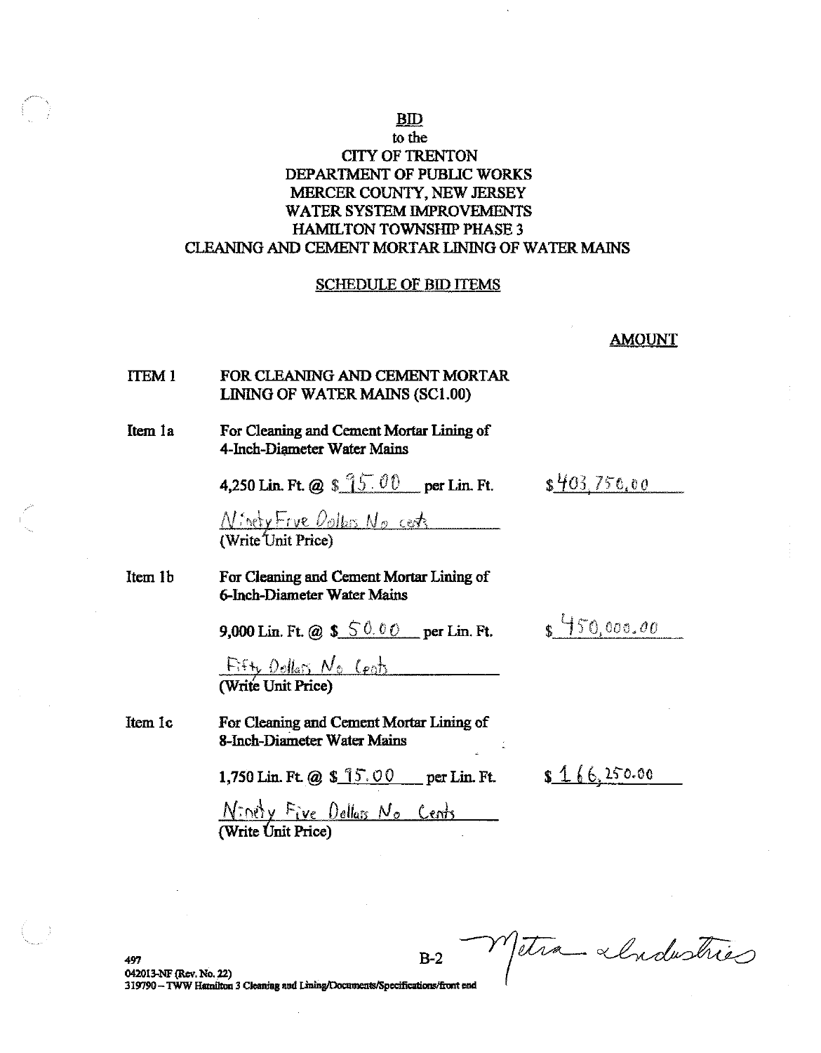**BID**
to the
**CITY OF TRENTON**
**DEPARTMENT OF PUBLIC WORKS**
**MERCER COUNTY, NEW JERSEY**
**WATER SYSTEM IMPROVEMENTS**
**HAMILTON TOWNSHIP PHASE 3**
**CLEANING AND CEMENT MORTAR LINING OF WATER MAINS**

**SCHEDULE OF BID ITEMS**

**AMOUNT**

**ITEM 1** FOR CLEANING AND CEMENT MORTAR LINING OF WATER MAINS (SC1.00)

**Item 1a** For Cleaning and Cement Mortar Lining of 4-Inch-Diameter Water Mains

4,250 Lin. Ft. @ $ 95.00 per Lin. Ft. $403,750.00

Ninety Five Dollars No cents
(Write Unit Price)

**Item 1b** For Cleaning and Cement Mortar Lining of 6-Inch-Diameter Water Mains

9,000 Lin. Ft. @ $ 50.00 per Lin. Ft. $ 450,000.00

Fifty Dollars No Cents
(Write Unit Price)

**Item 1c** For Cleaning and Cement Mortar Lining of 8-Inch-Diameter Water Mains

1,750 Lin. Ft. @ $ 95.00 per Lin. Ft. $ 166,250.00

Ninety Five Dollars No Cents
(Write Unit Price)

Metra Industries

497
042013-NF (Rev. No. 22)
319790 – TWW Hamilton 3 Cleaning and Lining/Documents/Specifications/front end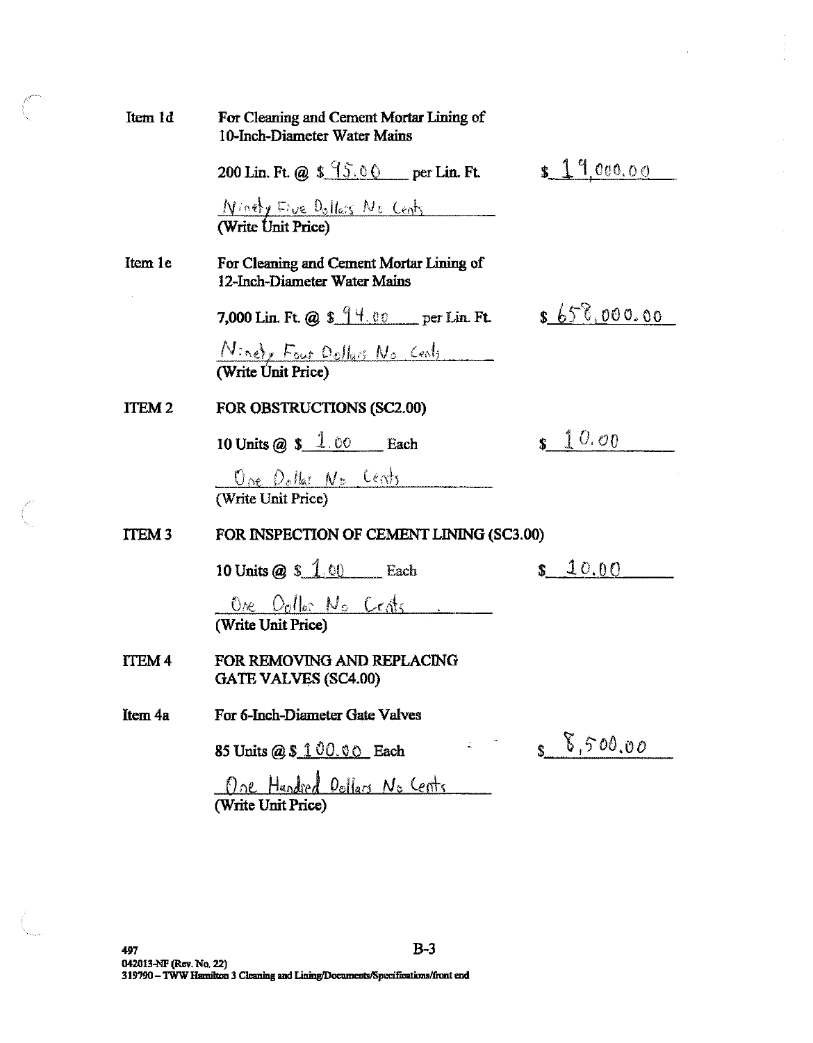**Item 1d** For Cleaning and Cement Mortar Lining of 10-Inch-Diameter Water Mains

200 Lin. Ft. @ $ 95.00 per Lin. Ft. $ 19,000.00

Ninety Five Dollars No Cents
(Write Unit Price)

**Item 1e** For Cleaning and Cement Mortar Lining of 12-Inch-Diameter Water Mains

7,000 Lin. Ft. @ $ 94.00 per Lin. Ft. $ 658,000.00

Ninety Four Dollars No Cents
(Write Unit Price)

**ITEM 2** FOR OBSTRUCTIONS (SC2.00)

10 Units @ $ 1.00 Each $ 10.00

One Dollar No Cents
(Write Unit Price)

**ITEM 3** FOR INSPECTION OF CEMENT LINING (SC3.00)

10 Units @ $ 1.00 Each $ 10.00

One Dollar No Cents
(Write Unit Price)

**ITEM 4** FOR REMOVING AND REPLACING GATE VALVES (SC4.00)

**Item 4a** For 6-Inch-Diameter Gate Valves

85 Units @ $ 100.00 Each $ 8,500.00

One Hundred Dollars No Cents
(Write Unit Price)

497
042013-NF (Rev. No. 22)
319790 – TWW Hamilton 3 Cleaning and Lining/Documents/Specifications/front end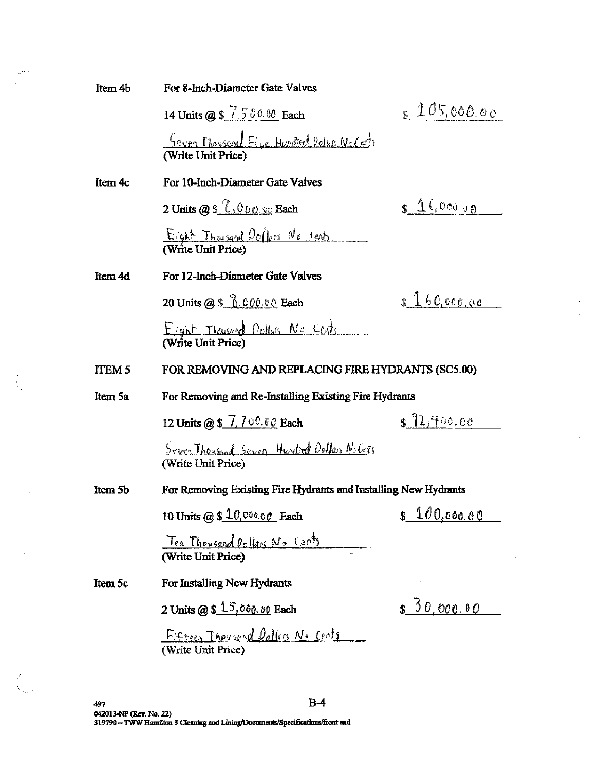Item 4b For 8-Inch-Diameter Gate Valves

14 Units @ $ 7,500.00 Each $ 105,000.00

Seven Thousand Five Hundred Dollars No Cents
(Write Unit Price)

Item 4c For 10-Inch-Diameter Gate Valves

2 Units @ $ 8,000.00 Each $ 16,000.00

Eight Thousand Dollars No Cents
(Write Unit Price)

Item 4d For 12-Inch-Diameter Gate Valves

20 Units @ $ 8,000.00 Each $ 160,000.00

Eight Thousand Dollars No Cents
(Write Unit Price)

**ITEM 5 FOR REMOVING AND REPLACING FIRE HYDRANTS (SC5.00)**

Item 5a For Removing and Re-Installing Existing Fire Hydrants

12 Units @ $ 7,700.00 Each $ 92,400.00

Seven Thousand Seven Hundred Dollars No Cents
(Write Unit Price)

Item 5b For Removing Existing Fire Hydrants and Installing New Hydrants

10 Units @ $ 10,000.00 Each $ 100,000.00

Ten Thousand Dollars No Cents
(Write Unit Price)

Item 5c For Installing New Hydrants

2 Units @ $ 15,000.00 Each $ 30,000.00

Fifteen Thousand Dollars No Cents
(Write Unit Price)

497
042013-NF (Rev. No. 22)
319790 – TWW Hamilton 3 Cleaning and Lining/Documents/Specifications/front end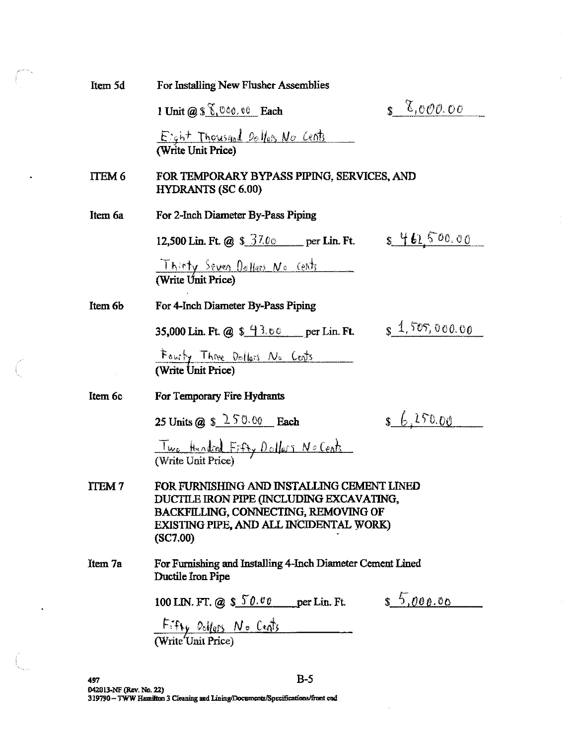Item 5d For Installing New Flusher Assemblies

1 Unit @ $ 8,000.00 Each $ 8,000.00

Eight Thousand Dollars No Cents
(Write Unit Price)

ITEM 6 FOR TEMPORARY BYPASS PIPING, SERVICES, AND HYDRANTS (SC 6.00)

Item 6a For 2-Inch Diameter By-Pass Piping

12,500 Lin. Ft. @ $ 37.00 per Lin. Ft. $ 462,500.00

Thirty Seven Dollars No Cents
(Write Unit Price)

Item 6b For 4-Inch Diameter By-Pass Piping

35,000 Lin. Ft. @ $ 43.00 per Lin. Ft. $ 1,505,000.00

Fourty Three Dollars No Cents
(Write Unit Price)

Item 6c For Temporary Fire Hydrants

25 Units @ $ 250.00 Each $ 6,250.00

Two Hundred Fifty Dollars No Cents
(Write Unit Price)

ITEM 7 FOR FURNISHING AND INSTALLING CEMENT LINED DUCTILE IRON PIPE (INCLUDING EXCAVATING, BACKFILLING, CONNECTING, REMOVING OF EXISTING PIPE, AND ALL INCIDENTAL WORK) (SC7.00)

Item 7a For Furnishing and Installing 4-Inch Diameter Cement Lined Ductile Iron Pipe

100 LIN. FT. @ $ 50.00 per Lin. Ft. $ 5,000.00

Fifty Dollars No Cents
(Write Unit Price)

497
042013-NF (Rev. No. 22)
319790 – TWW Hamilton 3 Cleaning and Lining/Documents/Specifications/front end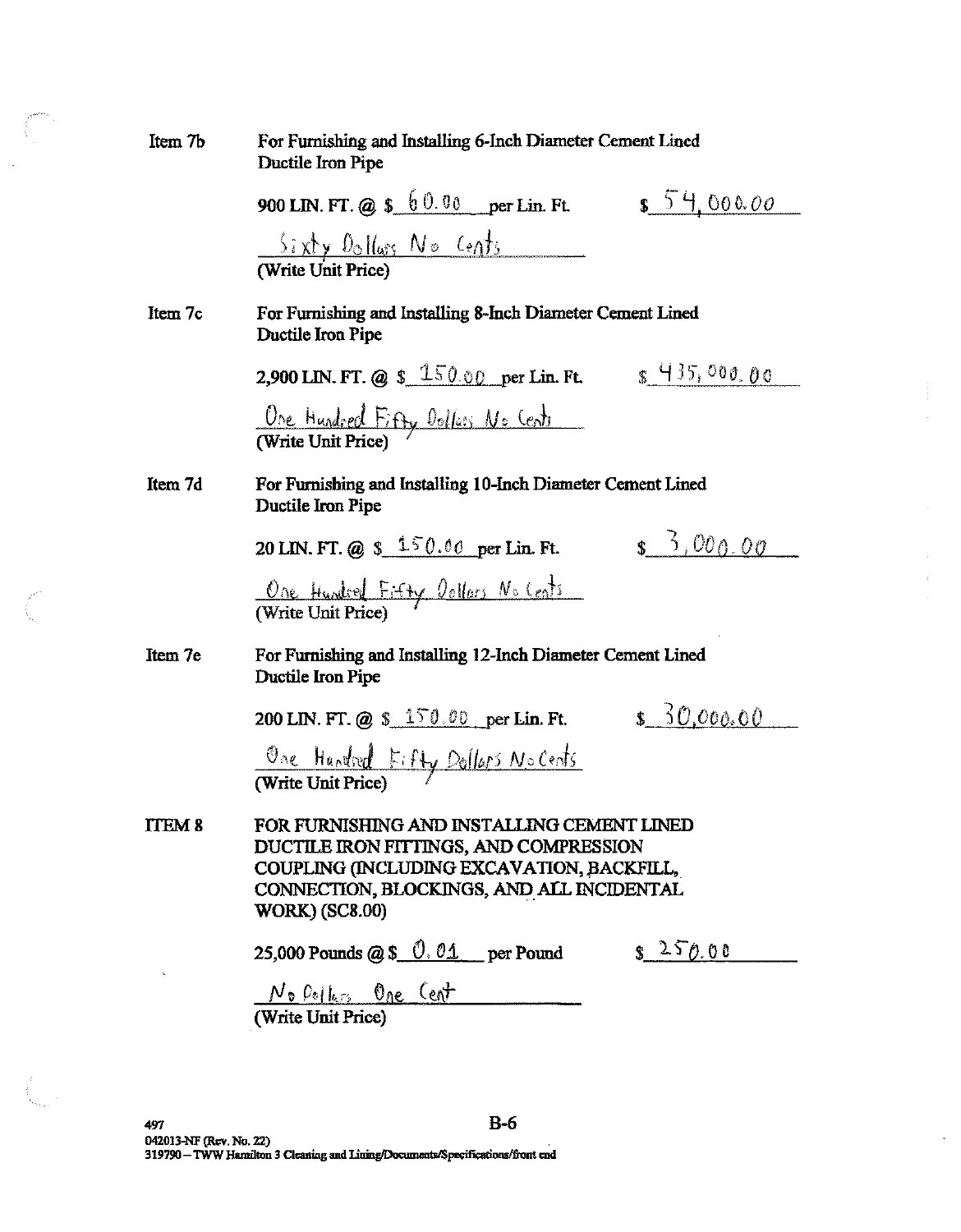**Item 7b** For Furnishing and Installing 6-Inch Diameter Cement Lined Ductile Iron Pipe

900 LIN. FT. @ $ 60.00 per Lin. Ft. $ 54,000.00

Sixty Dollars No Cents
(Write Unit Price)

**Item 7c** For Furnishing and Installing 8-Inch Diameter Cement Lined Ductile Iron Pipe

2,900 LIN. FT. @ $ 150.00 per Lin. Ft. $ 435,000.00

One Hundred Fifty Dollars No Cents
(Write Unit Price)

**Item 7d** For Furnishing and Installing 10-Inch Diameter Cement Lined Ductile Iron Pipe

20 LIN. FT. @ $ 150.00 per Lin. Ft. $ 3,000.00

One Hundred Fifty Dollars No Cents
(Write Unit Price)

**Item 7e** For Furnishing and Installing 12-Inch Diameter Cement Lined Ductile Iron Pipe

200 LIN. FT. @ $ 150.00 per Lin. Ft. $ 30,000.00

One Hundred Fifty Dollars No Cents
(Write Unit Price)

**ITEM 8** FOR FURNISHING AND INSTALLING CEMENT LINED DUCTILE IRON FITTINGS, AND COMPRESSION COUPLING (INCLUDING EXCAVATION, BACKFILL, CONNECTION, BLOCKINGS, AND ALL INCIDENTAL WORK) (SC8.00)

25,000 Pounds @ $ 0.01 per Pound $ 250.00

No Dollars One Cent
(Write Unit Price)

B-6

497
042013-NF (Rev. No. 22)
319790 – TWW Hamilton 3 Cleaning and Lining/Documents/Specifications/front end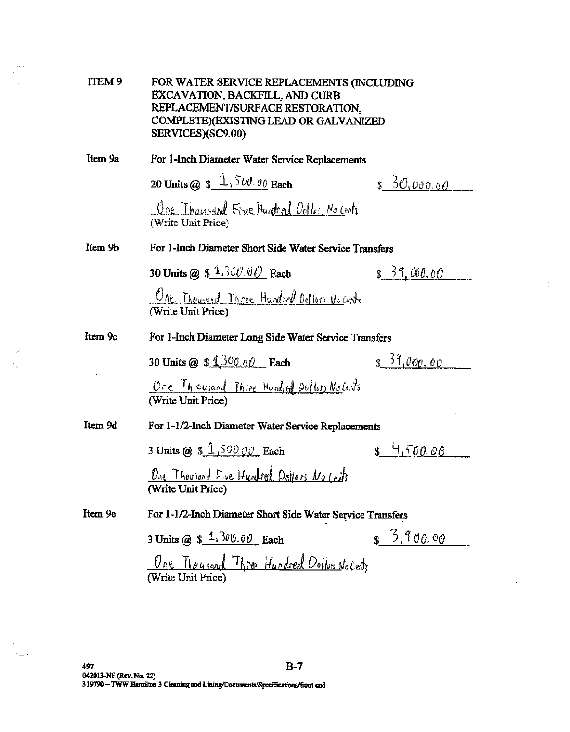ITEM 9 FOR WATER SERVICE REPLACEMENTS (INCLUDING EXCAVATION, BACKFILL, AND CURB REPLACEMENT/SURFACE RESTORATION, COMPLETE)(EXISTING LEAD OR GALVANIZED SERVICES)(SC9.00)

Item 9a For 1-Inch Diameter Water Service Replacements

20 Units @ $ 1,500.00 Each $ 30,000.00

One Thousand Five Hundred Dollars No Cents
(Write Unit Price)

Item 9b For 1-Inch Diameter Short Side Water Service Transfers

30 Units @ $ 1,300.00 Each $ 39,000.00

One Thousand Three Hundred Dollars No Cents
(Write Unit Price)

Item 9c For 1-Inch Diameter Long Side Water Service Transfers

30 Units @ $ 1,300.00 Each $ 39,000.00

One Thousand Three Hundred Dollars No Cents
(Write Unit Price)

Item 9d For 1-1/2-Inch Diameter Water Service Replacements

3 Units @ $ 1,500.00 Each $ 4,500.00

One Thousand Five Hundred Dollars No Cents
(Write Unit Price)

Item 9e For 1-1/2-Inch Diameter Short Side Water Service Transfers

3 Units @ $ 1,300.00 Each $ 3,900.00

One Thousand Three Hundred Dollars No Cents
(Write Unit Price)

497
042013-NF (Rev. No. 22)
319790 – TWW Hamilton 3 Cleaning and Lining/Documents/Specifications/front end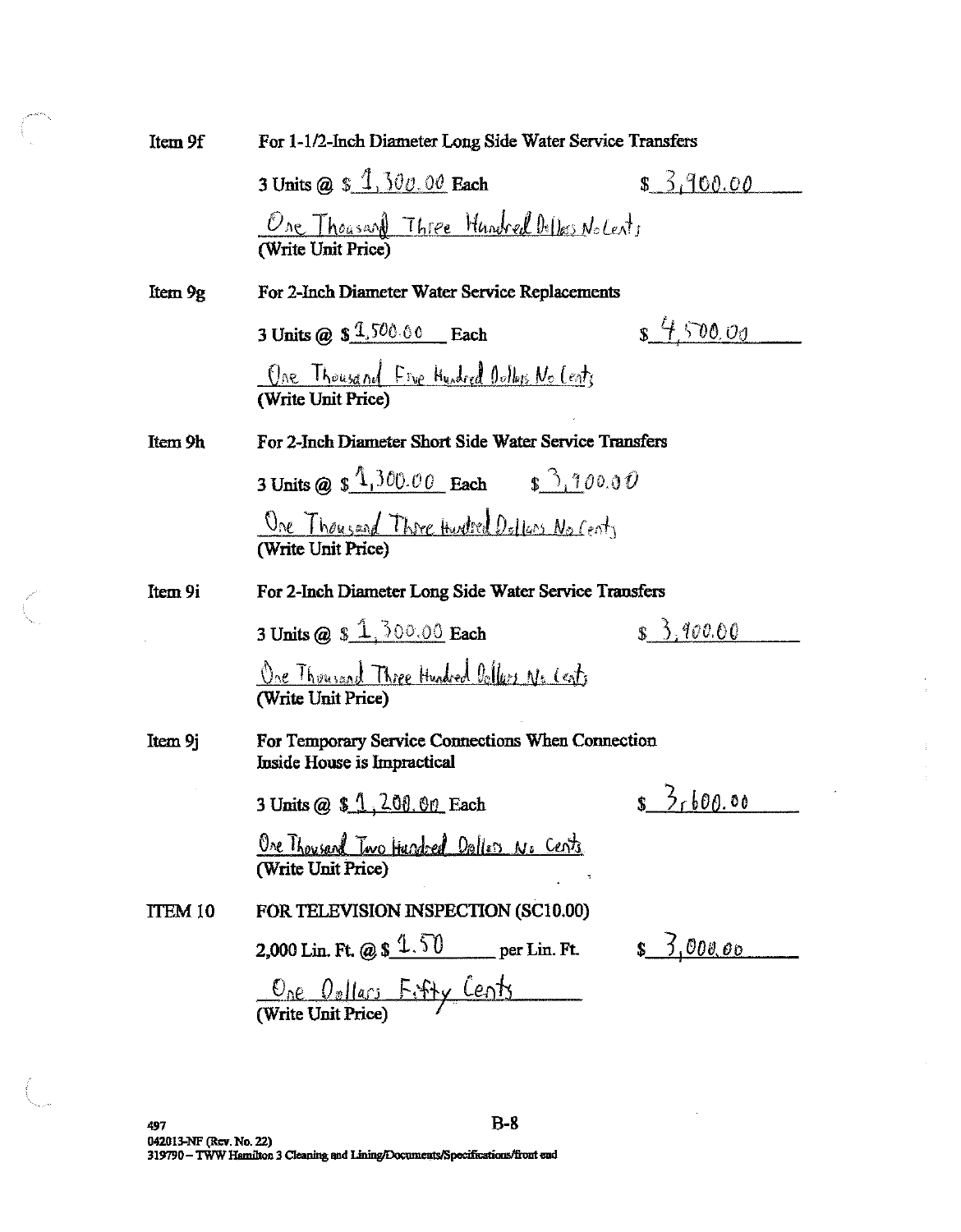**Item 9f** For 1-1/2-Inch Diameter Long Side Water Service Transfers

3 Units @ $ 1,300.00 Each $ 3,900.00

One Thousand Three Hundred Dollars No Cents
(Write Unit Price)

**Item 9g** For 2-Inch Diameter Water Service Replacements

3 Units @ $ 1,500.00 Each $ 4,500.00

One Thousand Five Hundred Dollars No Cents
(Write Unit Price)

**Item 9h** For 2-Inch Diameter Short Side Water Service Transfers

3 Units @ $ 1,300.00 Each $ 3,900.00

One Thousand Three Hundred Dollars No Cents
(Write Unit Price)

**Item 9i** For 2-Inch Diameter Long Side Water Service Transfers

3 Units @ $ 1,300.00 Each $ 3,900.00

One Thousand Three Hundred Dollars No Cents
(Write Unit Price)

**Item 9j** For Temporary Service Connections When Connection Inside House is Impractical

3 Units @ $ 1,200.00 Each $ 3,600.00

One Thousand Two Hundred Dollars No Cents
(Write Unit Price)

**ITEM 10** FOR TELEVISION INSPECTION (SC10.00)

2,000 Lin. Ft. @ $ 1.50 per Lin. Ft. $ 3,000.00

One Dollars Fifty Cents
(Write Unit Price)

497
042013-NF (Rev. No. 22)
319790 – TWW Hamilton 3 Cleaning and Lining/Documents/Specifications/front end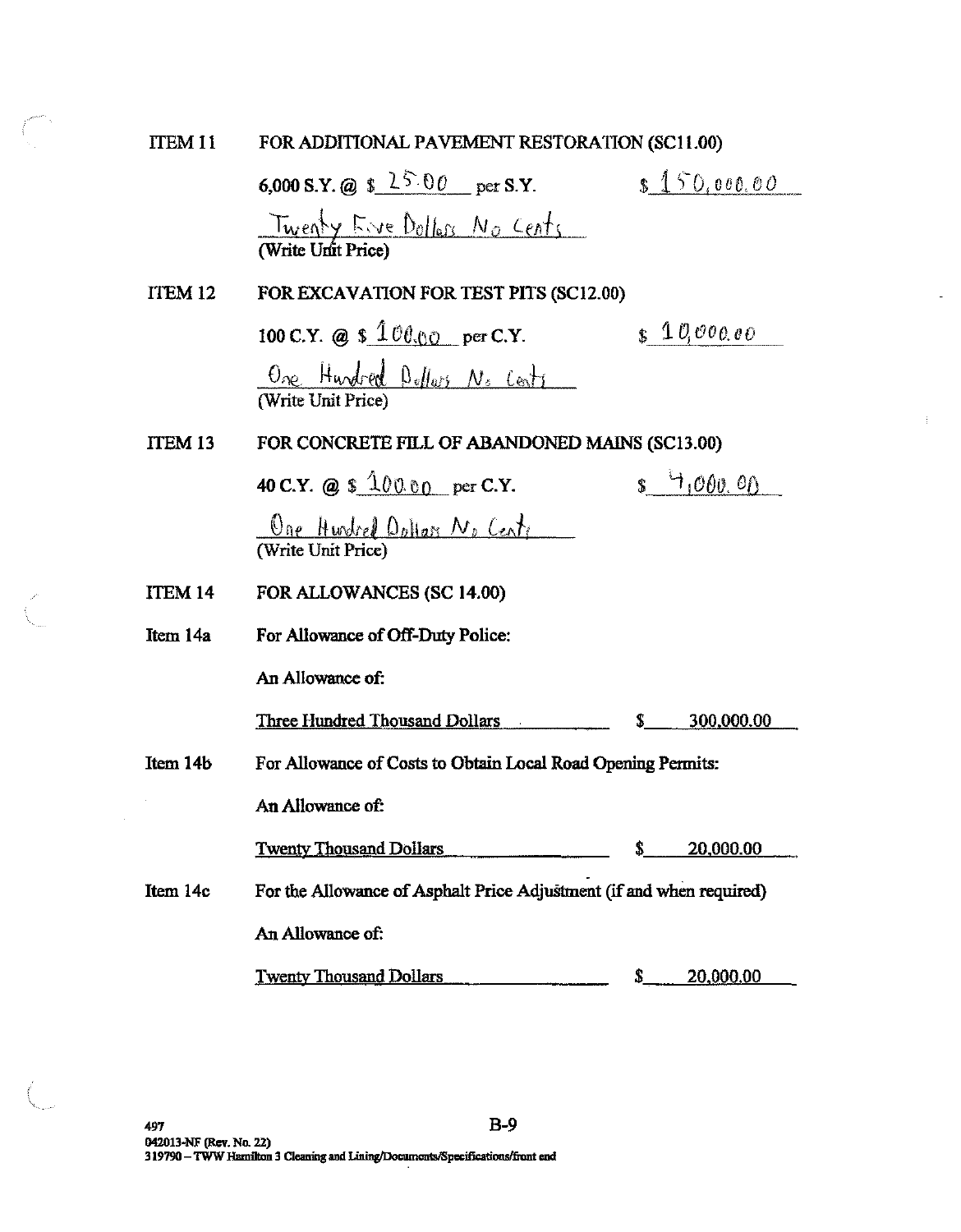ITEM 11 FOR ADDITIONAL PAVEMENT RESTORATION (SC11.00)

6,000 S.Y. @ $ 25.00 per S.Y. $ 150,000.00

Twenty Five Dollars No Cents
(Write Unit Price)

ITEM 12 FOR EXCAVATION FOR TEST PITS (SC12.00)

100 C.Y. @ $ 100.00 per C.Y. $ 10,000.00

One Hundred Dollars No Cents
(Write Unit Price)

ITEM 13 FOR CONCRETE FILL OF ABANDONED MAINS (SC13.00)

40 C.Y. @ $ 100.00 per C.Y. $ 4,000.00

One Hundred Dollars No Cents
(Write Unit Price)

ITEM 14 FOR ALLOWANCES (SC 14.00)

Item 14a For Allowance of Off-Duty Police:

An Allowance of:

Three Hundred Thousand Dollars $ 300,000.00

Item 14b For Allowance of Costs to Obtain Local Road Opening Permits:

An Allowance of:

Twenty Thousand Dollars $ 20,000.00

Item 14c For the Allowance of Asphalt Price Adjustment (if and when required)

An Allowance of:

Twenty Thousand Dollars $ 20,000.00

497
042013-NF (Rev. No. 22)
319790 – TWW Hamilton 3 Cleaning and Lining/Documents/Specifications/front end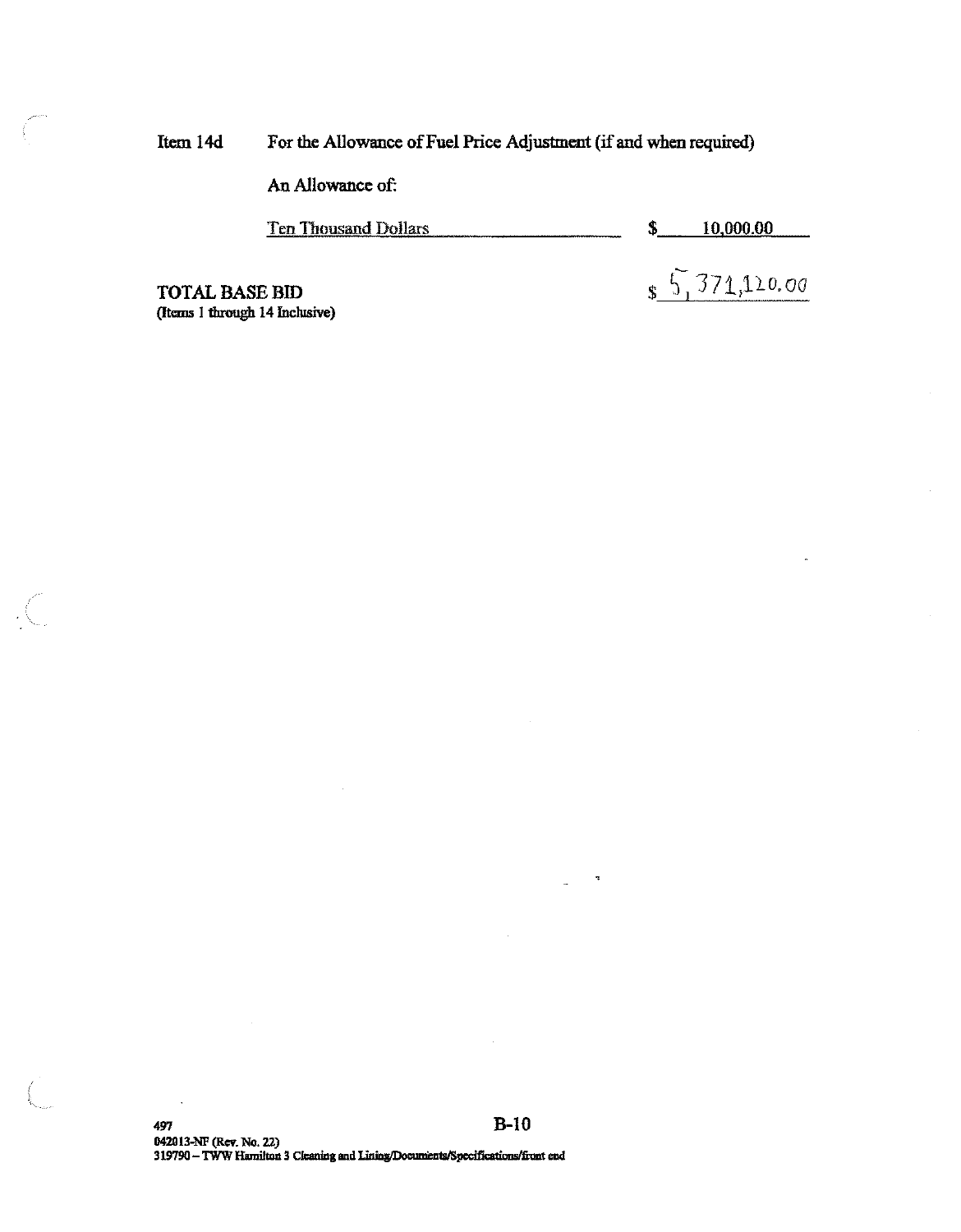Item 14d For the Allowance of Fuel Price Adjustment (if and when required)

An Allowance of:

Ten Thousand Dollars $ 10,000.00

**TOTAL BASE BID**
(Items 1 through 14 Inclusive)

$ 5,371,120.00

B-10

497
042013-NF (Rev. No. 22)
319790 – TWW Hamilton 3 Cleaning and Lining/Documents/Specifications/front end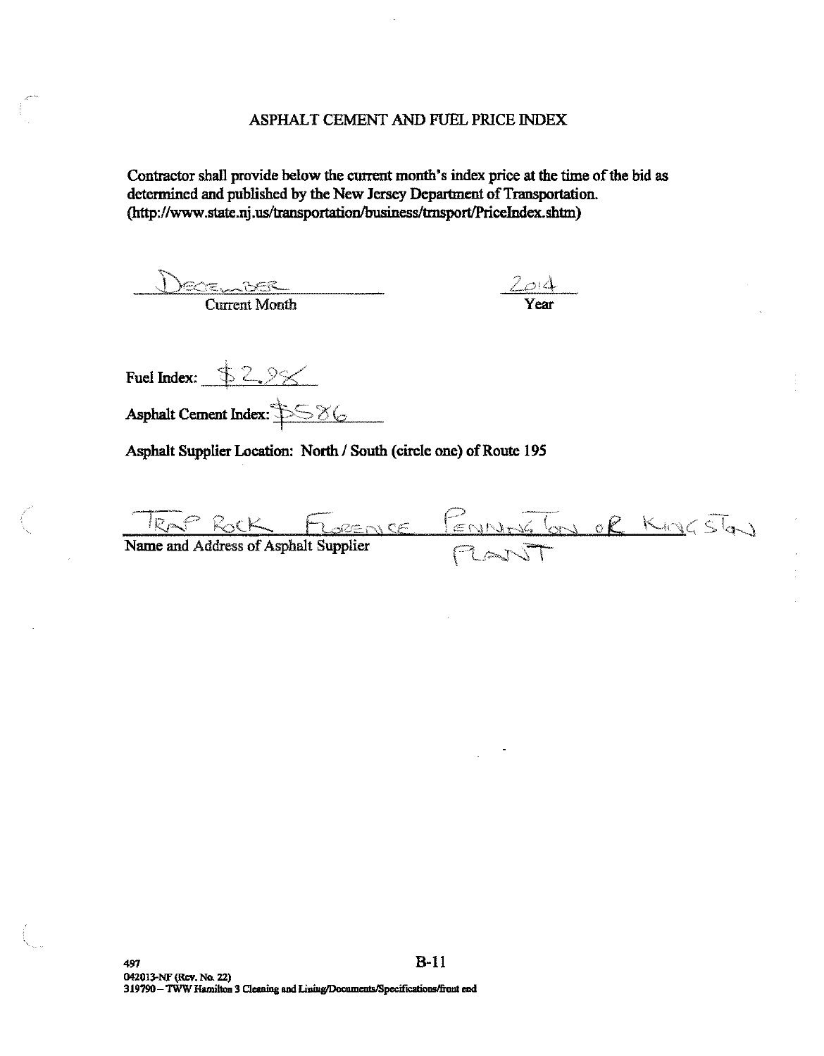# ASPHALT CEMENT AND FUEL PRICE INDEX

Contractor shall provide below the current month's index price at the time of the bid as determined and published by the New Jersey Department of Transportation. (http://www.state.nj.us/transportation/business/trnsport/PriceIndex.shtm)

DECEMBER 
Current Month

2014 
Year

Fuel Index: $2.98

Asphalt Cement Index: $586

Asphalt Supplier Location: North / South (circle one) of Route 195

TRAP ROCK FLORENCE PENNINGTON OR KINGSTON PLANT 
Name and Address of Asphalt Supplier

497 
042013-NF (Rev. No. 22) 
319790 – TWW Hamilton 3 Cleaning and Lining/Documents/Specifications/front end